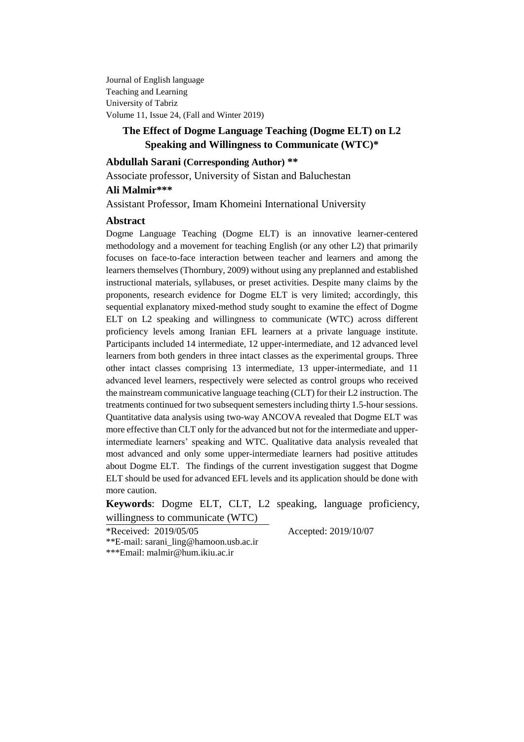Journal of English language
Teaching and Learning
University of Tabriz
Volume 11, Issue 24, (Fall and Winter 2019)

# The Effect of Dogme Language Teaching (Dogme ELT) on L2 Speaking and Willingness to Communicate (WTC)*

**Abdullah Sarani (Corresponding Author) ****

Associate professor, University of Sistan and Baluchestan

**Ali Malmir*****

Assistant Professor, Imam Khomeini International University

## Abstract

Dogme Language Teaching (Dogme ELT) is an innovative learner-centered methodology and a movement for teaching English (or any other L2) that primarily focuses on face-to-face interaction between teacher and learners and among the learners themselves (Thornbury, 2009) without using any preplanned and established instructional materials, syllabuses, or preset activities. Despite many claims by the proponents, research evidence for Dogme ELT is very limited; accordingly, this sequential explanatory mixed-method study sought to examine the effect of Dogme ELT on L2 speaking and willingness to communicate (WTC) across different proficiency levels among Iranian EFL learners at a private language institute. Participants included 14 intermediate, 12 upper-intermediate, and 12 advanced level learners from both genders in three intact classes as the experimental groups. Three other intact classes comprising 13 intermediate, 13 upper-intermediate, and 11 advanced level learners, respectively were selected as control groups who received the mainstream communicative language teaching (CLT) for their L2 instruction. The treatments continued for two subsequent semesters including thirty 1.5-hour sessions. Quantitative data analysis using two-way ANCOVA revealed that Dogme ELT was more effective than CLT only for the advanced but not for the intermediate and upper-intermediate learners' speaking and WTC. Qualitative data analysis revealed that most advanced and only some upper-intermediate learners had positive attitudes about Dogme ELT. The findings of the current investigation suggest that Dogme ELT should be used for advanced EFL levels and its application should be done with more caution.

**Keywords**: Dogme ELT, CLT, L2 speaking, language proficiency, willingness to communicate (WTC)

*Received: 2019/05/05 Accepted: 2019/10/07

**E-mail: sarani_ling@hamoon.usb.ac.ir

***Email: malmir@hum.ikiu.ac.ir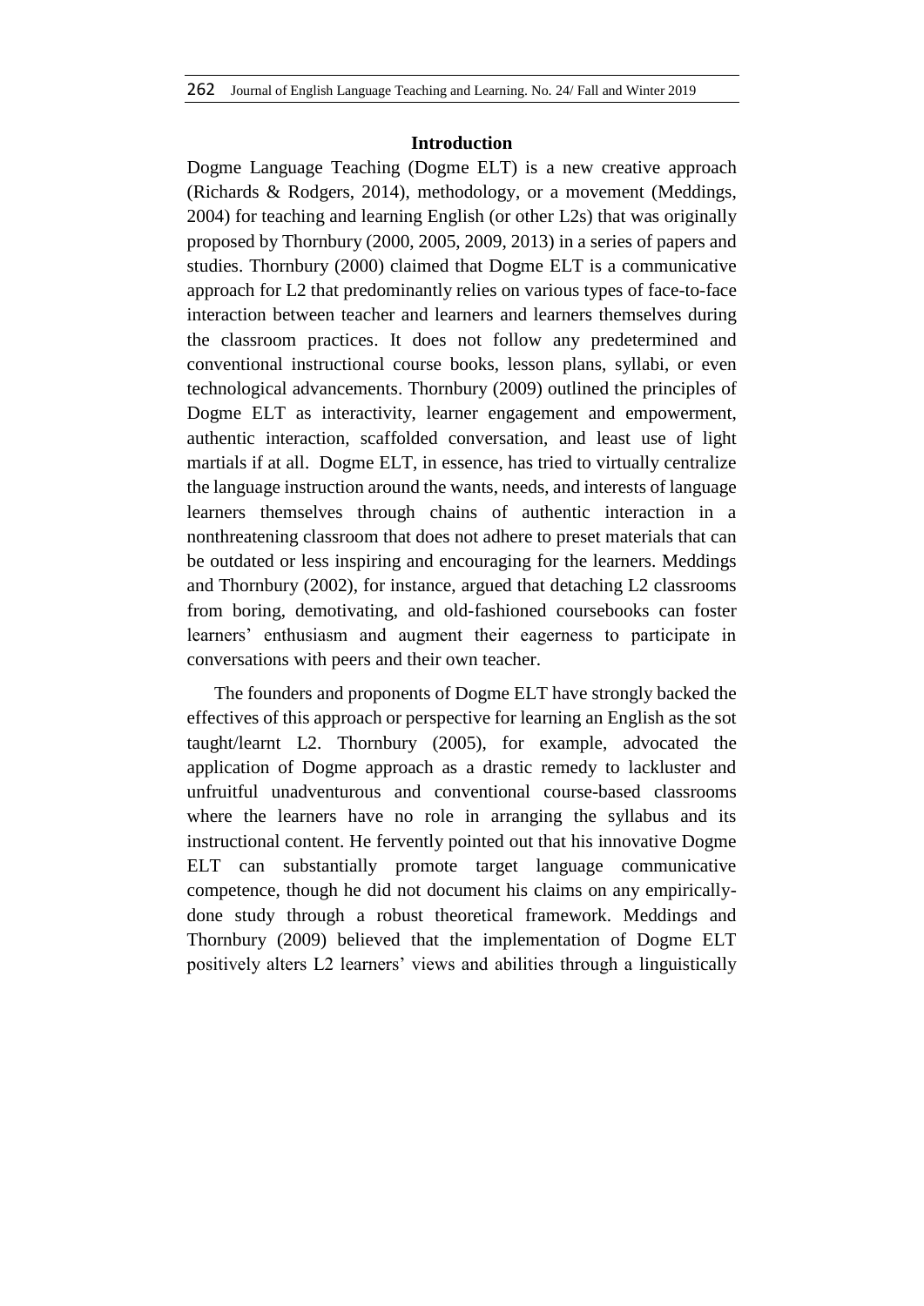## Introduction

Dogme Language Teaching (Dogme ELT) is a new creative approach (Richards & Rodgers, 2014), methodology, or a movement (Meddings, 2004) for teaching and learning English (or other L2s) that was originally proposed by Thornbury (2000, 2005, 2009, 2013) in a series of papers and studies. Thornbury (2000) claimed that Dogme ELT is a communicative approach for L2 that predominantly relies on various types of face-to-face interaction between teacher and learners and learners themselves during the classroom practices. It does not follow any predetermined and conventional instructional course books, lesson plans, syllabi, or even technological advancements. Thornbury (2009) outlined the principles of Dogme ELT as interactivity, learner engagement and empowerment, authentic interaction, scaffolded conversation, and least use of light martials if at all. Dogme ELT, in essence, has tried to virtually centralize the language instruction around the wants, needs, and interests of language learners themselves through chains of authentic interaction in a nonthreatening classroom that does not adhere to preset materials that can be outdated or less inspiring and encouraging for the learners. Meddings and Thornbury (2002), for instance, argued that detaching L2 classrooms from boring, demotivating, and old-fashioned coursebooks can foster learners' enthusiasm and augment their eagerness to participate in conversations with peers and their own teacher.

The founders and proponents of Dogme ELT have strongly backed the effectives of this approach or perspective for learning an English as the sot taught/learnt L2. Thornbury (2005), for example, advocated the application of Dogme approach as a drastic remedy to lackluster and unfruitful unadventurous and conventional course-based classrooms where the learners have no role in arranging the syllabus and its instructional content. He fervently pointed out that his innovative Dogme ELT can substantially promote target language communicative competence, though he did not document his claims on any empirically-done study through a robust theoretical framework. Meddings and Thornbury (2009) believed that the implementation of Dogme ELT positively alters L2 learners' views and abilities through a linguistically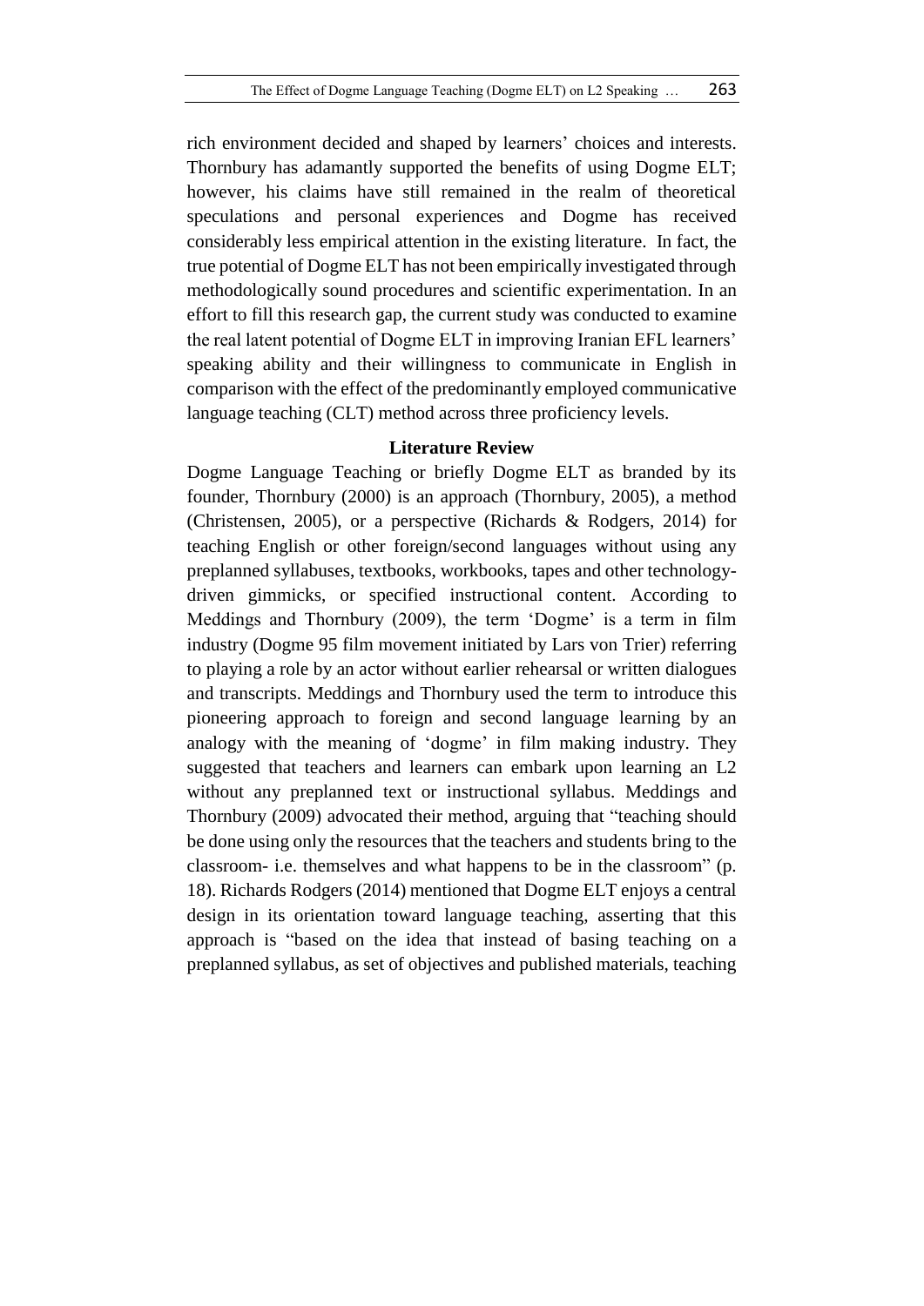rich environment decided and shaped by learners' choices and interests. Thornbury has adamantly supported the benefits of using Dogme ELT; however, his claims have still remained in the realm of theoretical speculations and personal experiences and Dogme has received considerably less empirical attention in the existing literature. In fact, the true potential of Dogme ELT has not been empirically investigated through methodologically sound procedures and scientific experimentation. In an effort to fill this research gap, the current study was conducted to examine the real latent potential of Dogme ELT in improving Iranian EFL learners' speaking ability and their willingness to communicate in English in comparison with the effect of the predominantly employed communicative language teaching (CLT) method across three proficiency levels.

## Literature Review

Dogme Language Teaching or briefly Dogme ELT as branded by its founder, Thornbury (2000) is an approach (Thornbury, 2005), a method (Christensen, 2005), or a perspective (Richards & Rodgers, 2014) for teaching English or other foreign/second languages without using any preplanned syllabuses, textbooks, workbooks, tapes and other technology-driven gimmicks, or specified instructional content. According to Meddings and Thornbury (2009), the term 'Dogme' is a term in film industry (Dogme 95 film movement initiated by Lars von Trier) referring to playing a role by an actor without earlier rehearsal or written dialogues and transcripts. Meddings and Thornbury used the term to introduce this pioneering approach to foreign and second language learning by an analogy with the meaning of 'dogme' in film making industry. They suggested that teachers and learners can embark upon learning an L2 without any preplanned text or instructional syllabus. Meddings and Thornbury (2009) advocated their method, arguing that "teaching should be done using only the resources that the teachers and students bring to the classroom- i.e. themselves and what happens to be in the classroom" (p. 18). Richards Rodgers (2014) mentioned that Dogme ELT enjoys a central design in its orientation toward language teaching, asserting that this approach is "based on the idea that instead of basing teaching on a preplanned syllabus, as set of objectives and published materials, teaching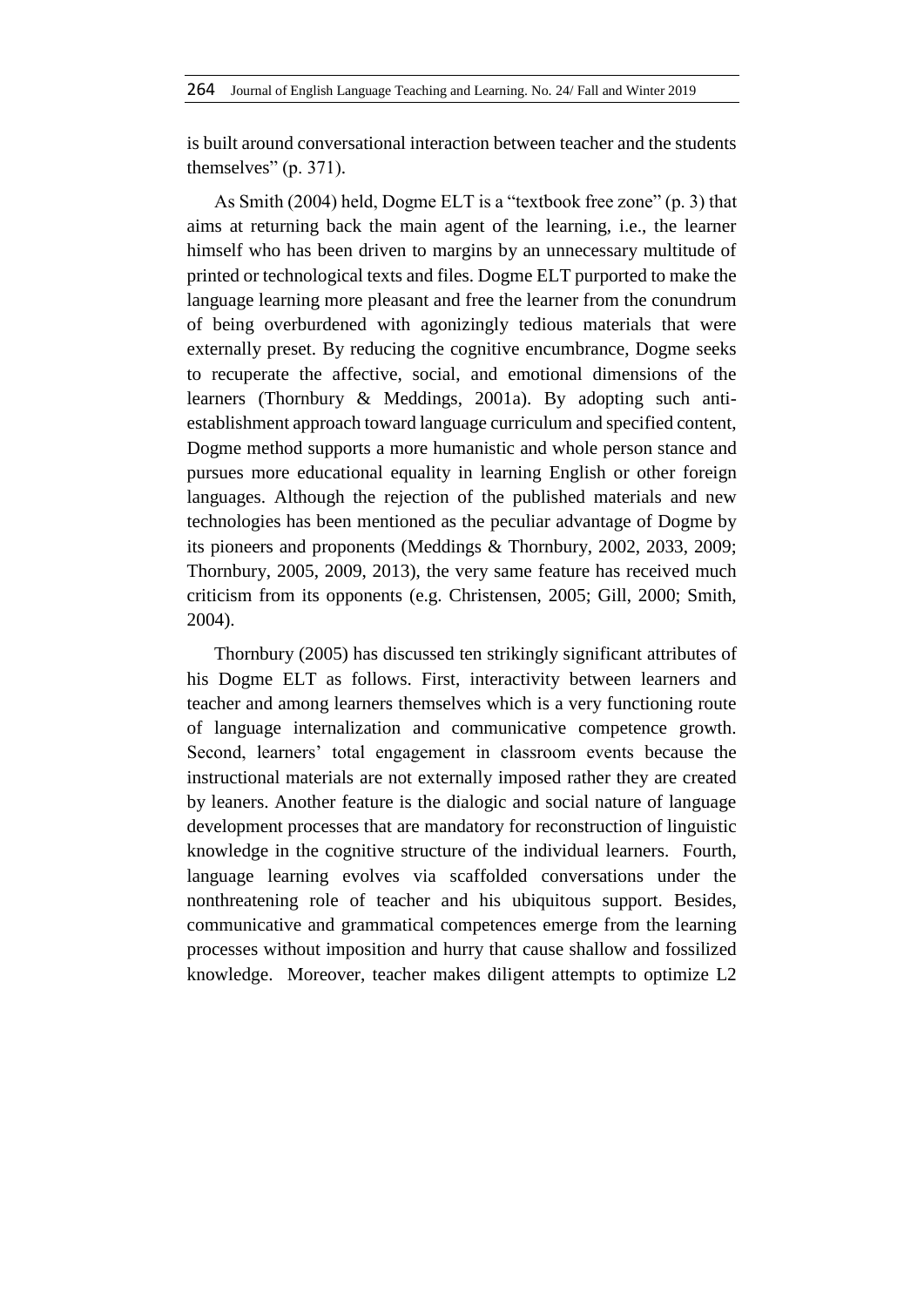is built around conversational interaction between teacher and the students themselves" (p. 371).

As Smith (2004) held, Dogme ELT is a "textbook free zone" (p. 3) that aims at returning back the main agent of the learning, i.e., the learner himself who has been driven to margins by an unnecessary multitude of printed or technological texts and files. Dogme ELT purported to make the language learning more pleasant and free the learner from the conundrum of being overburdened with agonizingly tedious materials that were externally preset. By reducing the cognitive encumbrance, Dogme seeks to recuperate the affective, social, and emotional dimensions of the learners (Thornbury & Meddings, 2001a). By adopting such anti-establishment approach toward language curriculum and specified content, Dogme method supports a more humanistic and whole person stance and pursues more educational equality in learning English or other foreign languages. Although the rejection of the published materials and new technologies has been mentioned as the peculiar advantage of Dogme by its pioneers and proponents (Meddings & Thornbury, 2002, 2033, 2009; Thornbury, 2005, 2009, 2013), the very same feature has received much criticism from its opponents (e.g. Christensen, 2005; Gill, 2000; Smith, 2004).

Thornbury (2005) has discussed ten strikingly significant attributes of his Dogme ELT as follows. First, interactivity between learners and teacher and among learners themselves which is a very functioning route of language internalization and communicative competence growth. Second, learners' total engagement in classroom events because the instructional materials are not externally imposed rather they are created by leaners. Another feature is the dialogic and social nature of language development processes that are mandatory for reconstruction of linguistic knowledge in the cognitive structure of the individual learners. Fourth, language learning evolves via scaffolded conversations under the nonthreatening role of teacher and his ubiquitous support. Besides, communicative and grammatical competences emerge from the learning processes without imposition and hurry that cause shallow and fossilized knowledge. Moreover, teacher makes diligent attempts to optimize L2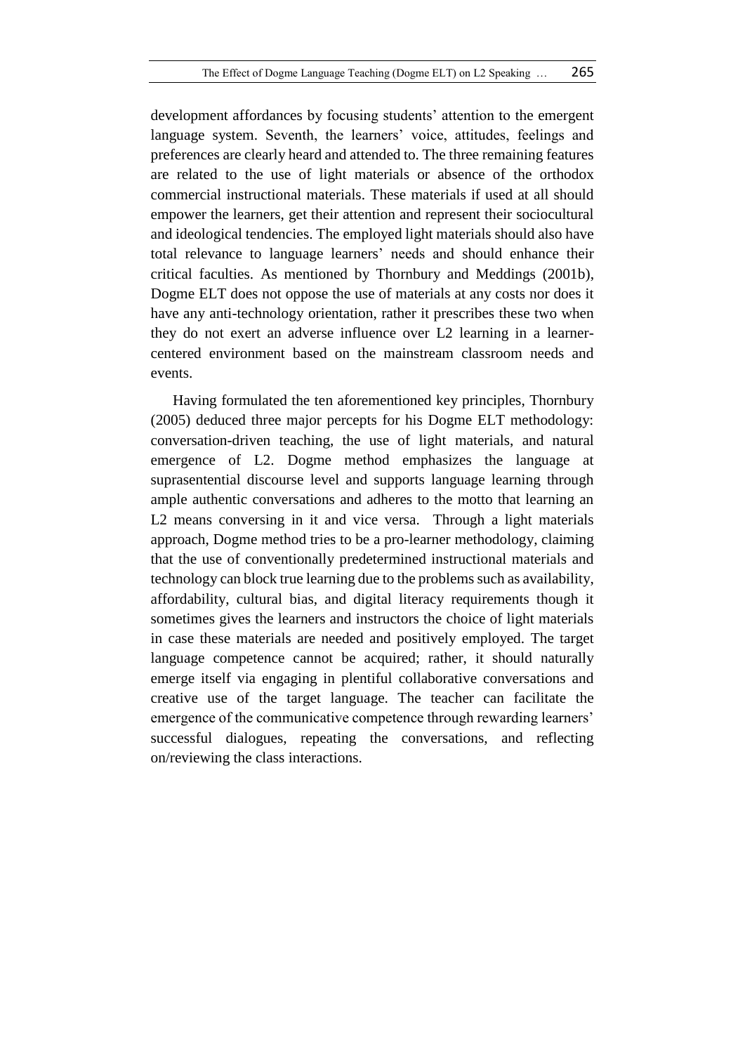development affordances by focusing students' attention to the emergent language system. Seventh, the learners' voice, attitudes, feelings and preferences are clearly heard and attended to. The three remaining features are related to the use of light materials or absence of the orthodox commercial instructional materials. These materials if used at all should empower the learners, get their attention and represent their sociocultural and ideological tendencies. The employed light materials should also have total relevance to language learners' needs and should enhance their critical faculties. As mentioned by Thornbury and Meddings (2001b), Dogme ELT does not oppose the use of materials at any costs nor does it have any anti-technology orientation, rather it prescribes these two when they do not exert an adverse influence over L2 learning in a learner-centered environment based on the mainstream classroom needs and events.

Having formulated the ten aforementioned key principles, Thornbury (2005) deduced three major percepts for his Dogme ELT methodology: conversation-driven teaching, the use of light materials, and natural emergence of L2. Dogme method emphasizes the language at suprasentential discourse level and supports language learning through ample authentic conversations and adheres to the motto that learning an L2 means conversing in it and vice versa. Through a light materials approach, Dogme method tries to be a pro-learner methodology, claiming that the use of conventionally predetermined instructional materials and technology can block true learning due to the problems such as availability, affordability, cultural bias, and digital literacy requirements though it sometimes gives the learners and instructors the choice of light materials in case these materials are needed and positively employed. The target language competence cannot be acquired; rather, it should naturally emerge itself via engaging in plentiful collaborative conversations and creative use of the target language. The teacher can facilitate the emergence of the communicative competence through rewarding learners' successful dialogues, repeating the conversations, and reflecting on/reviewing the class interactions.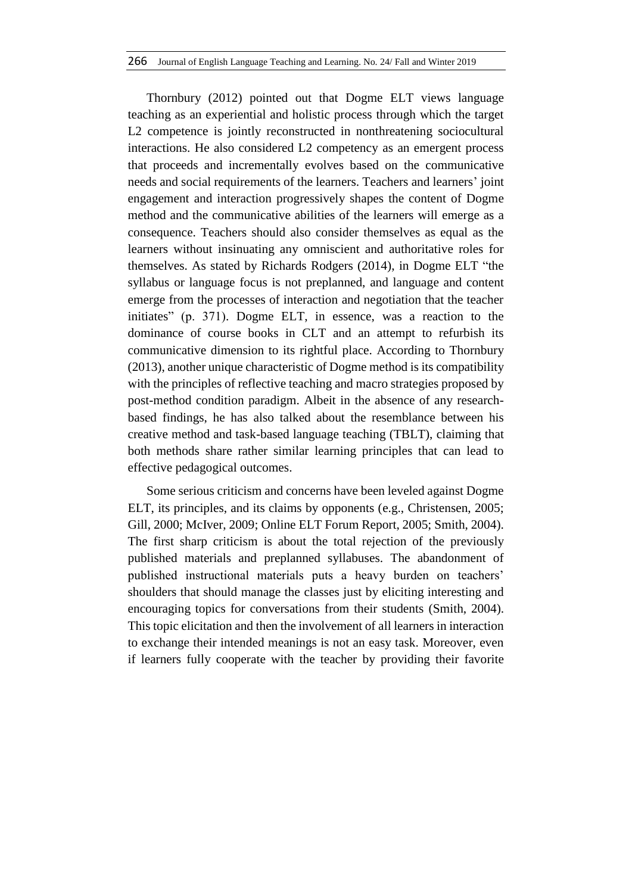Thornbury (2012) pointed out that Dogme ELT views language teaching as an experiential and holistic process through which the target L2 competence is jointly reconstructed in nonthreatening sociocultural interactions. He also considered L2 competency as an emergent process that proceeds and incrementally evolves based on the communicative needs and social requirements of the learners. Teachers and learners' joint engagement and interaction progressively shapes the content of Dogme method and the communicative abilities of the learners will emerge as a consequence. Teachers should also consider themselves as equal as the learners without insinuating any omniscient and authoritative roles for themselves. As stated by Richards Rodgers (2014), in Dogme ELT "the syllabus or language focus is not preplanned, and language and content emerge from the processes of interaction and negotiation that the teacher initiates" (p. 371). Dogme ELT, in essence, was a reaction to the dominance of course books in CLT and an attempt to refurbish its communicative dimension to its rightful place. According to Thornbury (2013), another unique characteristic of Dogme method is its compatibility with the principles of reflective teaching and macro strategies proposed by post-method condition paradigm. Albeit in the absence of any research-based findings, he has also talked about the resemblance between his creative method and task-based language teaching (TBLT), claiming that both methods share rather similar learning principles that can lead to effective pedagogical outcomes.

Some serious criticism and concerns have been leveled against Dogme ELT, its principles, and its claims by opponents (e.g., Christensen, 2005; Gill, 2000; McIver, 2009; Online ELT Forum Report, 2005; Smith, 2004). The first sharp criticism is about the total rejection of the previously published materials and preplanned syllabuses. The abandonment of published instructional materials puts a heavy burden on teachers' shoulders that should manage the classes just by eliciting interesting and encouraging topics for conversations from their students (Smith, 2004). This topic elicitation and then the involvement of all learners in interaction to exchange their intended meanings is not an easy task. Moreover, even if learners fully cooperate with the teacher by providing their favorite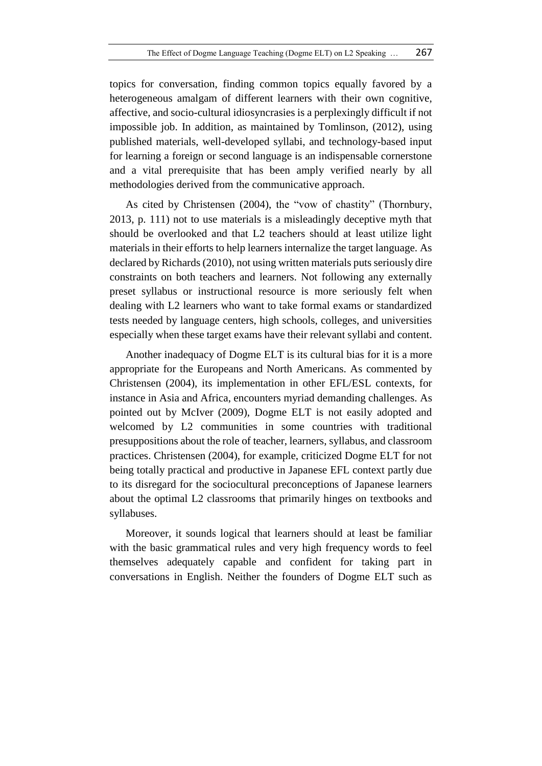topics for conversation, finding common topics equally favored by a heterogeneous amalgam of different learners with their own cognitive, affective, and socio-cultural idiosyncrasies is a perplexingly difficult if not impossible job. In addition, as maintained by Tomlinson, (2012), using published materials, well-developed syllabi, and technology-based input for learning a foreign or second language is an indispensable cornerstone and a vital prerequisite that has been amply verified nearly by all methodologies derived from the communicative approach.

As cited by Christensen (2004), the "vow of chastity" (Thornbury, 2013, p. 111) not to use materials is a misleadingly deceptive myth that should be overlooked and that L2 teachers should at least utilize light materials in their efforts to help learners internalize the target language. As declared by Richards (2010), not using written materials puts seriously dire constraints on both teachers and learners. Not following any externally preset syllabus or instructional resource is more seriously felt when dealing with L2 learners who want to take formal exams or standardized tests needed by language centers, high schools, colleges, and universities especially when these target exams have their relevant syllabi and content.

Another inadequacy of Dogme ELT is its cultural bias for it is a more appropriate for the Europeans and North Americans. As commented by Christensen (2004), its implementation in other EFL/ESL contexts, for instance in Asia and Africa, encounters myriad demanding challenges. As pointed out by McIver (2009), Dogme ELT is not easily adopted and welcomed by L2 communities in some countries with traditional presuppositions about the role of teacher, learners, syllabus, and classroom practices. Christensen (2004), for example, criticized Dogme ELT for not being totally practical and productive in Japanese EFL context partly due to its disregard for the sociocultural preconceptions of Japanese learners about the optimal L2 classrooms that primarily hinges on textbooks and syllabuses.

Moreover, it sounds logical that learners should at least be familiar with the basic grammatical rules and very high frequency words to feel themselves adequately capable and confident for taking part in conversations in English. Neither the founders of Dogme ELT such as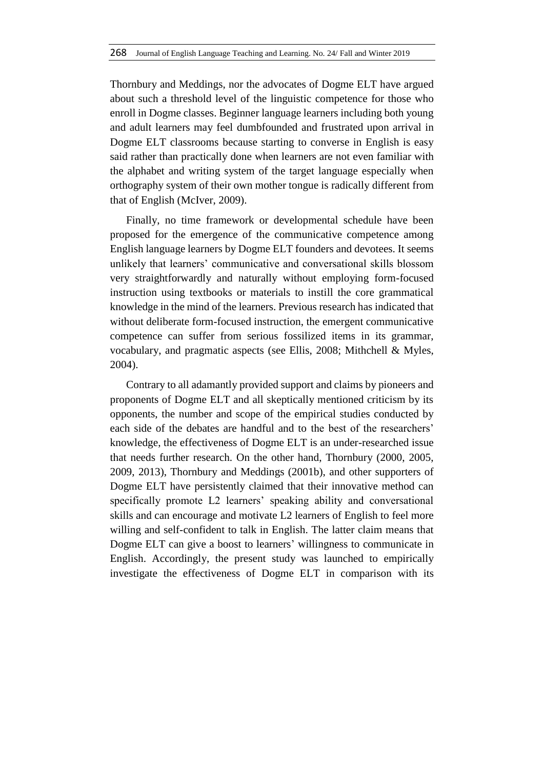Thornbury and Meddings, nor the advocates of Dogme ELT have argued about such a threshold level of the linguistic competence for those who enroll in Dogme classes. Beginner language learners including both young and adult learners may feel dumbfounded and frustrated upon arrival in Dogme ELT classrooms because starting to converse in English is easy said rather than practically done when learners are not even familiar with the alphabet and writing system of the target language especially when orthography system of their own mother tongue is radically different from that of English (McIver, 2009).

Finally, no time framework or developmental schedule have been proposed for the emergence of the communicative competence among English language learners by Dogme ELT founders and devotees. It seems unlikely that learners' communicative and conversational skills blossom very straightforwardly and naturally without employing form-focused instruction using textbooks or materials to instill the core grammatical knowledge in the mind of the learners. Previous research has indicated that without deliberate form-focused instruction, the emergent communicative competence can suffer from serious fossilized items in its grammar, vocabulary, and pragmatic aspects (see Ellis, 2008; Mithchell & Myles, 2004).

Contrary to all adamantly provided support and claims by pioneers and proponents of Dogme ELT and all skeptically mentioned criticism by its opponents, the number and scope of the empirical studies conducted by each side of the debates are handful and to the best of the researchers' knowledge, the effectiveness of Dogme ELT is an under-researched issue that needs further research. On the other hand, Thornbury (2000, 2005, 2009, 2013), Thornbury and Meddings (2001b), and other supporters of Dogme ELT have persistently claimed that their innovative method can specifically promote L2 learners' speaking ability and conversational skills and can encourage and motivate L2 learners of English to feel more willing and self-confident to talk in English. The latter claim means that Dogme ELT can give a boost to learners' willingness to communicate in English. Accordingly, the present study was launched to empirically investigate the effectiveness of Dogme ELT in comparison with its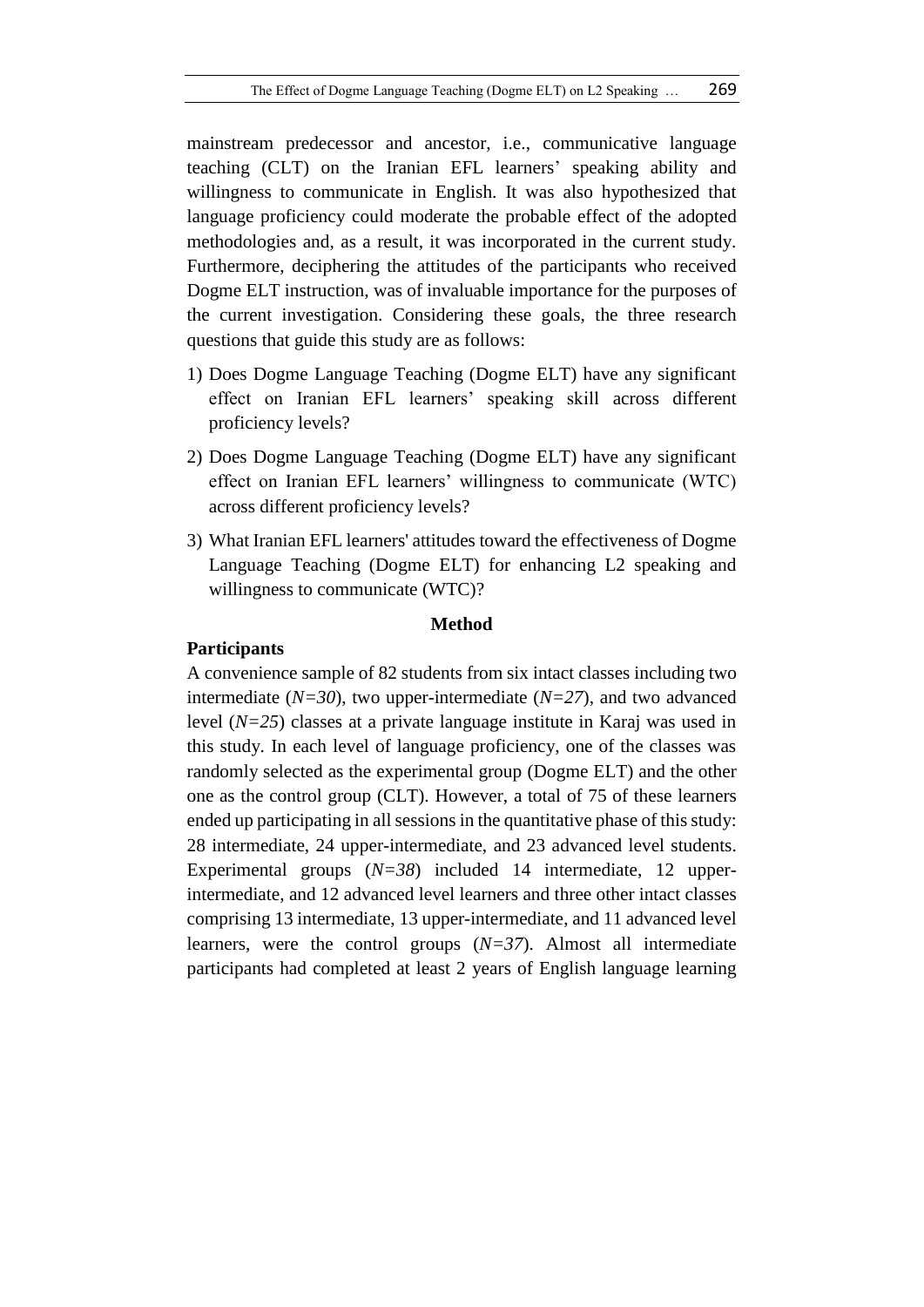mainstream predecessor and ancestor, i.e., communicative language teaching (CLT) on the Iranian EFL learners' speaking ability and willingness to communicate in English. It was also hypothesized that language proficiency could moderate the probable effect of the adopted methodologies and, as a result, it was incorporated in the current study. Furthermore, deciphering the attitudes of the participants who received Dogme ELT instruction, was of invaluable importance for the purposes of the current investigation. Considering these goals, the three research questions that guide this study are as follows:

1) Does Dogme Language Teaching (Dogme ELT) have any significant effect on Iranian EFL learners' speaking skill across different proficiency levels?
2) Does Dogme Language Teaching (Dogme ELT) have any significant effect on Iranian EFL learners' willingness to communicate (WTC) across different proficiency levels?
3) What Iranian EFL learners' attitudes toward the effectiveness of Dogme Language Teaching (Dogme ELT) for enhancing L2 speaking and willingness to communicate (WTC)?

## Method

### Participants

A convenience sample of 82 students from six intact classes including two intermediate (*N=30*), two upper-intermediate (*N=27*), and two advanced level (*N=25*) classes at a private language institute in Karaj was used in this study. In each level of language proficiency, one of the classes was randomly selected as the experimental group (Dogme ELT) and the other one as the control group (CLT). However, a total of 75 of these learners ended up participating in all sessions in the quantitative phase of this study: 28 intermediate, 24 upper-intermediate, and 23 advanced level students. Experimental groups (*N=38*) included 14 intermediate, 12 upper-intermediate, and 12 advanced level learners and three other intact classes comprising 13 intermediate, 13 upper-intermediate, and 11 advanced level learners, were the control groups (*N=37*). Almost all intermediate participants had completed at least 2 years of English language learning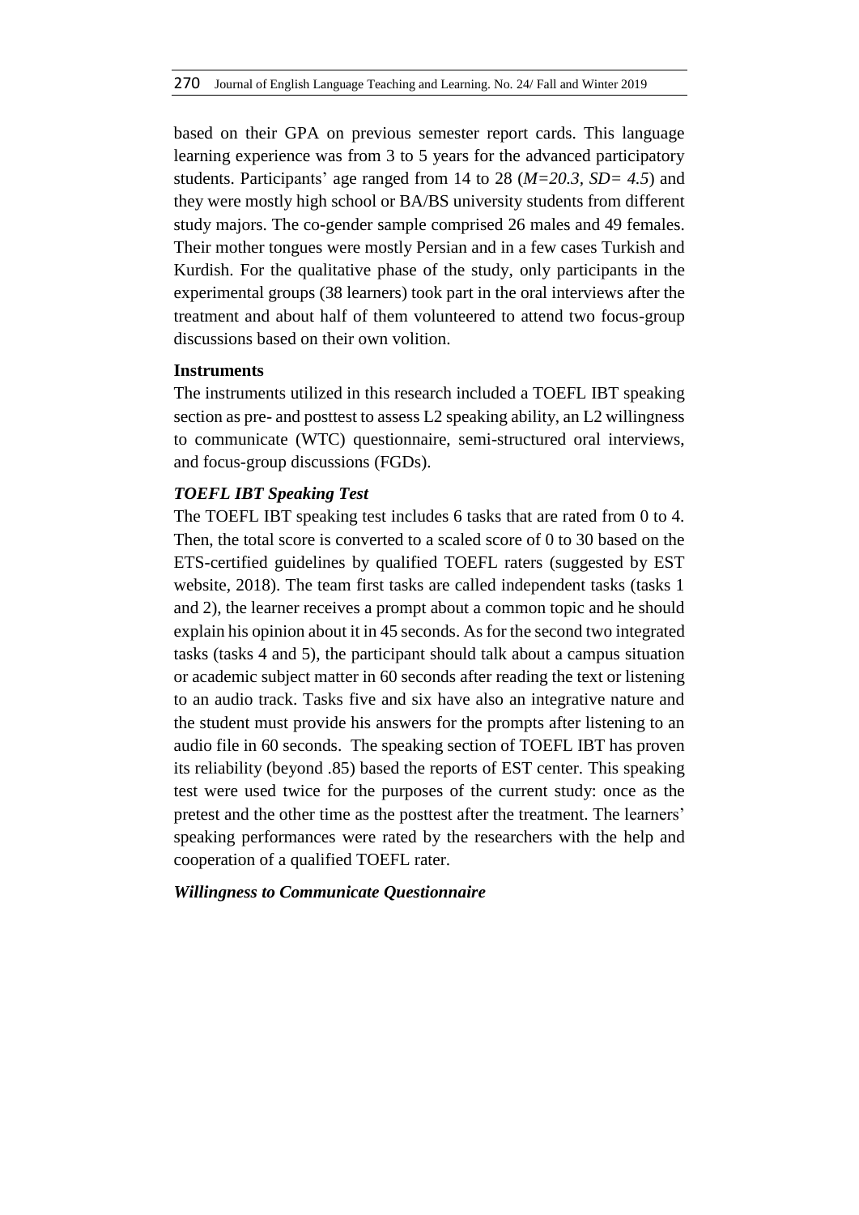based on their GPA on previous semester report cards. This language learning experience was from 3 to 5 years for the advanced participatory students. Participants' age ranged from 14 to 28 (*M=20.3, SD= 4.5*) and they were mostly high school or BA/BS university students from different study majors. The co-gender sample comprised 26 males and 49 females. Their mother tongues were mostly Persian and in a few cases Turkish and Kurdish. For the qualitative phase of the study, only participants in the experimental groups (38 learners) took part in the oral interviews after the treatment and about half of them volunteered to attend two focus-group discussions based on their own volition.

**Instruments**

The instruments utilized in this research included a TOEFL IBT speaking section as pre- and posttest to assess L2 speaking ability, an L2 willingness to communicate (WTC) questionnaire, semi-structured oral interviews, and focus-group discussions (FGDs).

***TOEFL IBT Speaking Test***

The TOEFL IBT speaking test includes 6 tasks that are rated from 0 to 4. Then, the total score is converted to a scaled score of 0 to 30 based on the ETS-certified guidelines by qualified TOEFL raters (suggested by EST website, 2018). The team first tasks are called independent tasks (tasks 1 and 2), the learner receives a prompt about a common topic and he should explain his opinion about it in 45 seconds. As for the second two integrated tasks (tasks 4 and 5), the participant should talk about a campus situation or academic subject matter in 60 seconds after reading the text or listening to an audio track. Tasks five and six have also an integrative nature and the student must provide his answers for the prompts after listening to an audio file in 60 seconds. The speaking section of TOEFL IBT has proven its reliability (beyond .85) based the reports of EST center. This speaking test were used twice for the purposes of the current study: once as the pretest and the other time as the posttest after the treatment. The learners' speaking performances were rated by the researchers with the help and cooperation of a qualified TOEFL rater.

***Willingness to Communicate Questionnaire***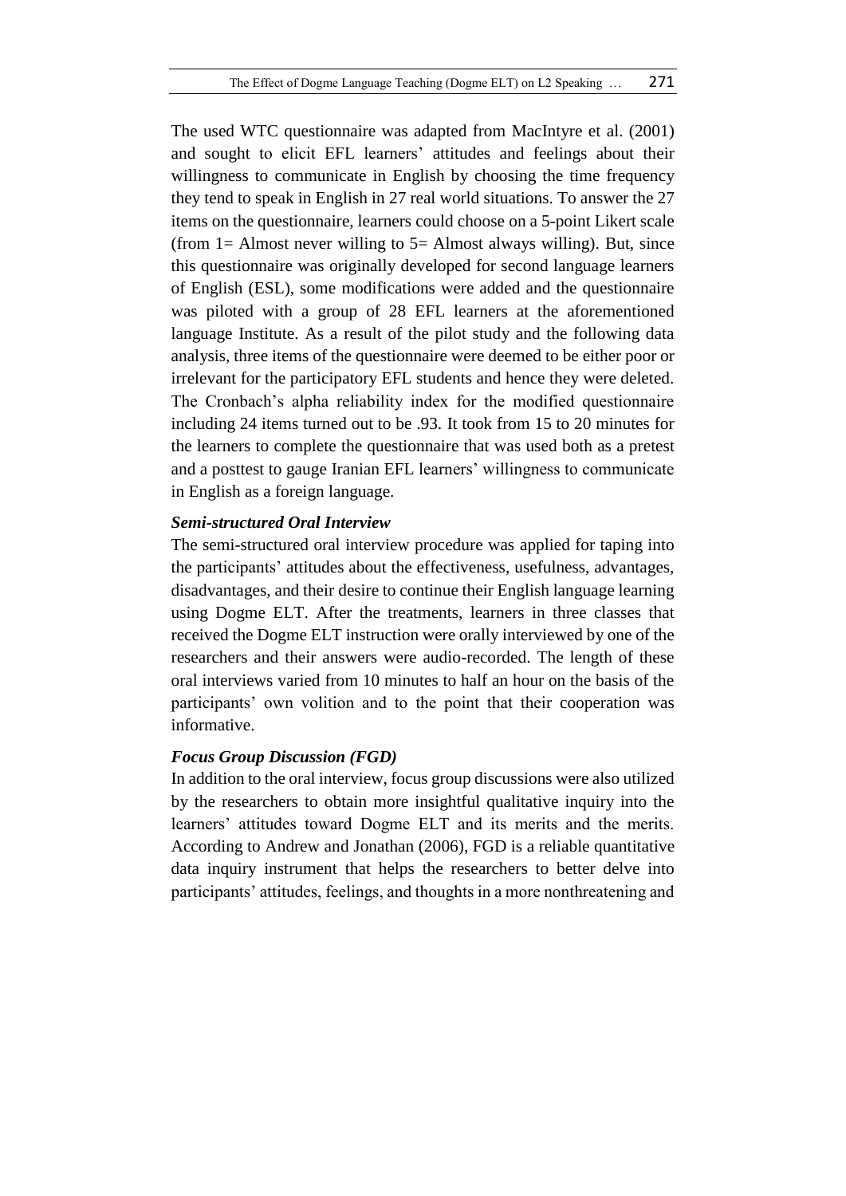The used WTC questionnaire was adapted from MacIntyre et al. (2001) and sought to elicit EFL learners' attitudes and feelings about their willingness to communicate in English by choosing the time frequency they tend to speak in English in 27 real world situations. To answer the 27 items on the questionnaire, learners could choose on a 5-point Likert scale (from 1= Almost never willing to 5= Almost always willing). But, since this questionnaire was originally developed for second language learners of English (ESL), some modifications were added and the questionnaire was piloted with a group of 28 EFL learners at the aforementioned language Institute. As a result of the pilot study and the following data analysis, three items of the questionnaire were deemed to be either poor or irrelevant for the participatory EFL students and hence they were deleted. The Cronbach's alpha reliability index for the modified questionnaire including 24 items turned out to be .93. It took from 15 to 20 minutes for the learners to complete the questionnaire that was used both as a pretest and a posttest to gauge Iranian EFL learners' willingness to communicate in English as a foreign language.

### *Semi-structured Oral Interview*

The semi-structured oral interview procedure was applied for taping into the participants' attitudes about the effectiveness, usefulness, advantages, disadvantages, and their desire to continue their English language learning using Dogme ELT. After the treatments, learners in three classes that received the Dogme ELT instruction were orally interviewed by one of the researchers and their answers were audio-recorded. The length of these oral interviews varied from 10 minutes to half an hour on the basis of the participants' own volition and to the point that their cooperation was informative.

### *Focus Group Discussion (FGD)*

In addition to the oral interview, focus group discussions were also utilized by the researchers to obtain more insightful qualitative inquiry into the learners' attitudes toward Dogme ELT and its merits and the merits. According to Andrew and Jonathan (2006), FGD is a reliable quantitative data inquiry instrument that helps the researchers to better delve into participants' attitudes, feelings, and thoughts in a more nonthreatening and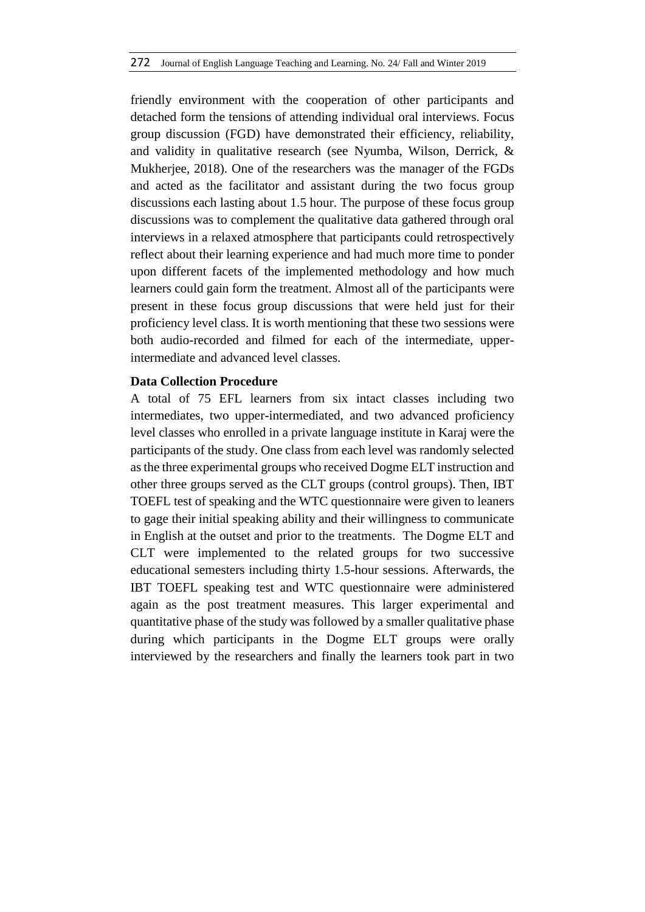friendly environment with the cooperation of other participants and detached form the tensions of attending individual oral interviews. Focus group discussion (FGD) have demonstrated their efficiency, reliability, and validity in qualitative research (see Nyumba, Wilson, Derrick, & Mukherjee, 2018). One of the researchers was the manager of the FGDs and acted as the facilitator and assistant during the two focus group discussions each lasting about 1.5 hour. The purpose of these focus group discussions was to complement the qualitative data gathered through oral interviews in a relaxed atmosphere that participants could retrospectively reflect about their learning experience and had much more time to ponder upon different facets of the implemented methodology and how much learners could gain form the treatment. Almost all of the participants were present in these focus group discussions that were held just for their proficiency level class. It is worth mentioning that these two sessions were both audio-recorded and filmed for each of the intermediate, upper-intermediate and advanced level classes.

**Data Collection Procedure**

A total of 75 EFL learners from six intact classes including two intermediates, two upper-intermediated, and two advanced proficiency level classes who enrolled in a private language institute in Karaj were the participants of the study. One class from each level was randomly selected as the three experimental groups who received Dogme ELT instruction and other three groups served as the CLT groups (control groups). Then, IBT TOEFL test of speaking and the WTC questionnaire were given to leaners to gage their initial speaking ability and their willingness to communicate in English at the outset and prior to the treatments. The Dogme ELT and CLT were implemented to the related groups for two successive educational semesters including thirty 1.5-hour sessions. Afterwards, the IBT TOEFL speaking test and WTC questionnaire were administered again as the post treatment measures. This larger experimental and quantitative phase of the study was followed by a smaller qualitative phase during which participants in the Dogme ELT groups were orally interviewed by the researchers and finally the learners took part in two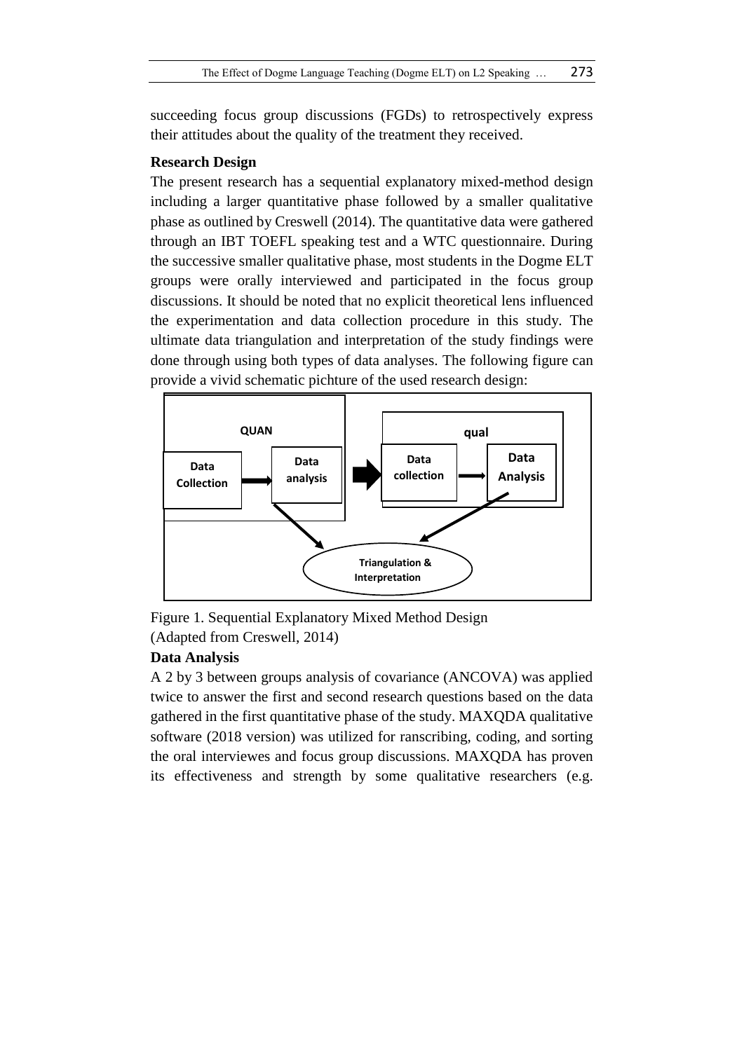succeeding focus group discussions (FGDs) to retrospectively express their attitudes about the quality of the treatment they received.

**Research Design**

The present research has a sequential explanatory mixed-method design including a larger quantitative phase followed by a smaller qualitative phase as outlined by Creswell (2014). The quantitative data were gathered through an IBT TOEFL speaking test and a WTC questionnaire. During the successive smaller qualitative phase, most students in the Dogme ELT groups were orally interviewed and participated in the focus group discussions. It should be noted that no explicit theoretical lens influenced the experimentation and data collection procedure in this study. The ultimate data triangulation and interpretation of the study findings were done through using both types of data analyses. The following figure can provide a vivid schematic pichture of the used research design:

QUAN: Data Collection → Data analysis ➡ qual: Data collection → Data Analysis; both analyses → Triangulation & Interpretation

Figure 1. Sequential Explanatory Mixed Method Design
(Adapted from Creswell, 2014)

**Data Analysis**

A 2 by 3 between groups analysis of covariance (ANCOVA) was applied twice to answer the first and second research questions based on the data gathered in the first quantitative phase of the study. MAXQDA qualitative software (2018 version) was utilized for ranscribing, coding, and sorting the oral interviewes and focus group discussions. MAXQDA has proven its effectiveness and strength by some qualitative researchers (e.g.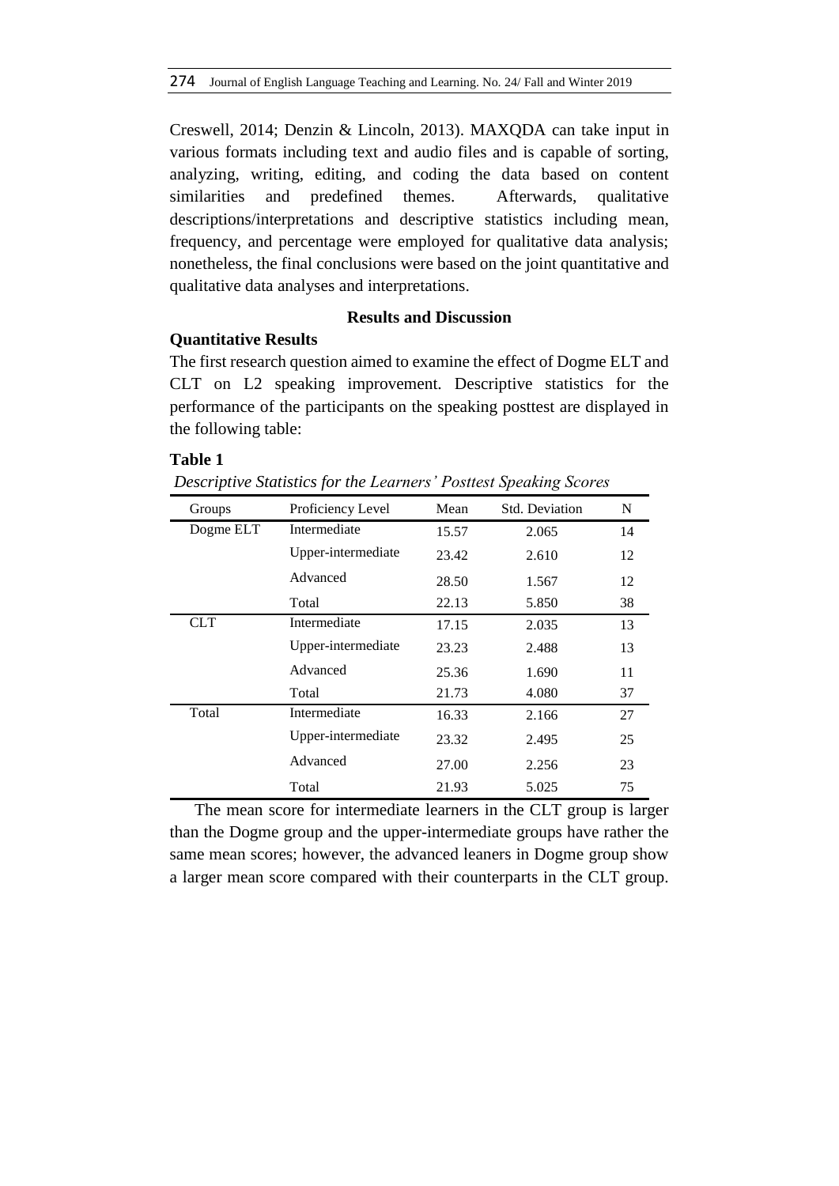Creswell, 2014; Denzin & Lincoln, 2013). MAXQDA can take input in various formats including text and audio files and is capable of sorting, analyzing, writing, editing, and coding the data based on content similarities and predefined themes. Afterwards, qualitative descriptions/interpretations and descriptive statistics including mean, frequency, and percentage were employed for qualitative data analysis; nonetheless, the final conclusions were based on the joint quantitative and qualitative data analyses and interpretations.

## Results and Discussion

### Quantitative Results

The first research question aimed to examine the effect of Dogme ELT and CLT on L2 speaking improvement. Descriptive statistics for the performance of the participants on the speaking posttest are displayed in the following table:

**Table 1**

*Descriptive Statistics for the Learners' Posttest Speaking Scores*

| Groups | Proficiency Level | Mean | Std. Deviation | N |
|---|---|---|---|---|
| Dogme ELT | Intermediate | 15.57 | 2.065 | 14 |
| | Upper-intermediate | 23.42 | 2.610 | 12 |
| | Advanced | 28.50 | 1.567 | 12 |
| | Total | 22.13 | 5.850 | 38 |
| CLT | Intermediate | 17.15 | 2.035 | 13 |
| | Upper-intermediate | 23.23 | 2.488 | 13 |
| | Advanced | 25.36 | 1.690 | 11 |
| | Total | 21.73 | 4.080 | 37 |
| Total | Intermediate | 16.33 | 2.166 | 27 |
| | Upper-intermediate | 23.32 | 2.495 | 25 |
| | Advanced | 27.00 | 2.256 | 23 |
| | Total | 21.93 | 5.025 | 75 |

The mean score for intermediate learners in the CLT group is larger than the Dogme group and the upper-intermediate groups have rather the same mean scores; however, the advanced leaners in Dogme group show a larger mean score compared with their counterparts in the CLT group.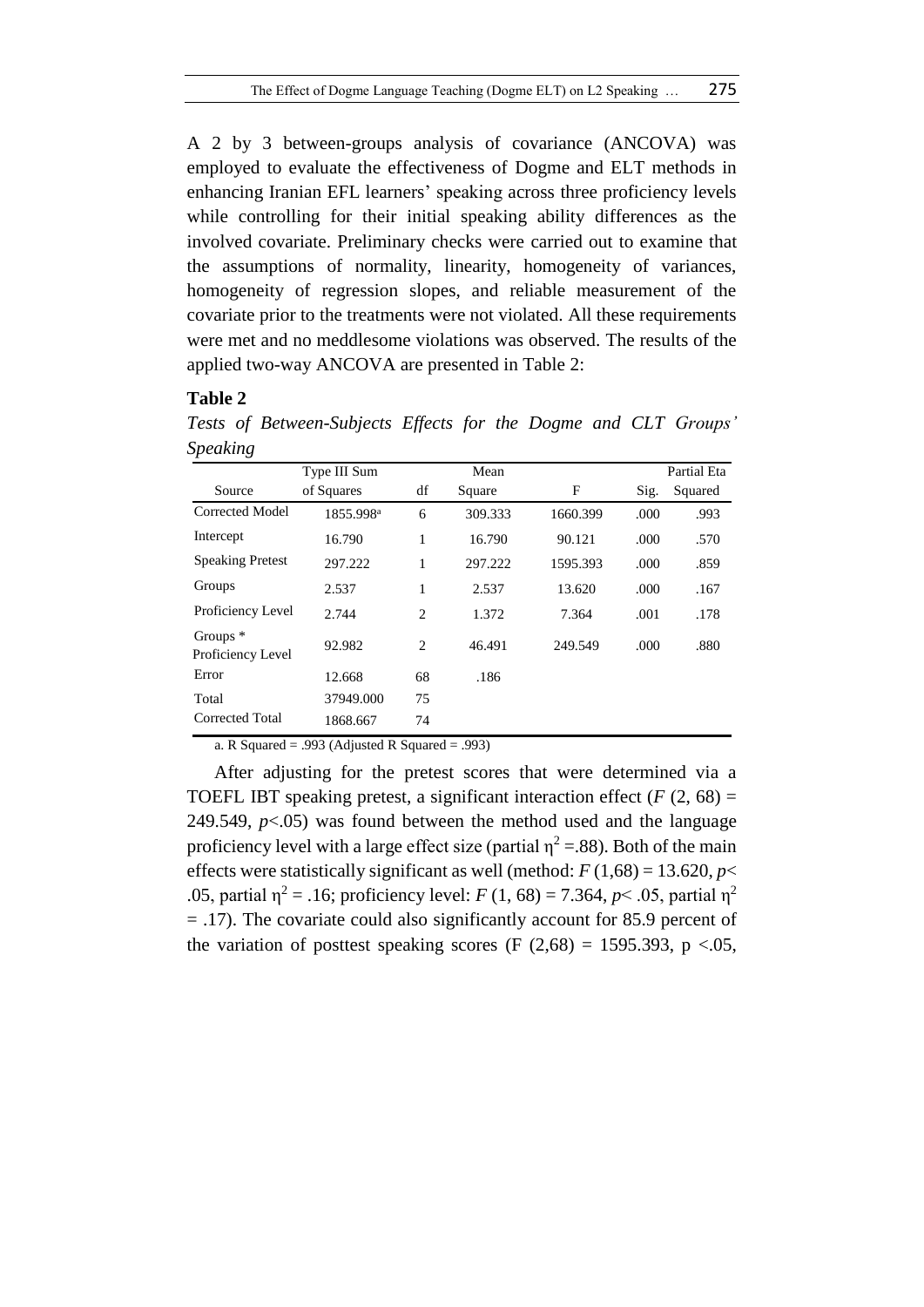A 2 by 3 between-groups analysis of covariance (ANCOVA) was employed to evaluate the effectiveness of Dogme and ELT methods in enhancing Iranian EFL learners' speaking across three proficiency levels while controlling for their initial speaking ability differences as the involved covariate. Preliminary checks were carried out to examine that the assumptions of normality, linearity, homogeneity of variances, homogeneity of regression slopes, and reliable measurement of the covariate prior to the treatments were not violated. All these requirements were met and no meddlesome violations was observed. The results of the applied two-way ANCOVA are presented in Table 2:

**Table 2**

*Tests of Between-Subjects Effects for the Dogme and CLT Groups' Speaking*

| Source | Type III Sum of Squares | df | Mean Square | F | Sig. | Partial Eta Squared |
|---|---|---|---|---|---|---|
| Corrected Model | 1855.998[a] | 6 | 309.333 | 1660.399 | .000 | .993 |
| Intercept | 16.790 | 1 | 16.790 | 90.121 | .000 | .570 |
| Speaking Pretest | 297.222 | 1 | 297.222 | 1595.393 | .000 | .859 |
| Groups | 2.537 | 1 | 2.537 | 13.620 | .000 | .167 |
| Proficiency Level | 2.744 | 2 | 1.372 | 7.364 | .001 | .178 |
| Groups * Proficiency Level | 92.982 | 2 | 46.491 | 249.549 | .000 | .880 |
| Error | 12.668 | 68 | .186 | | | |
| Total | 37949.000 | 75 | | | | |
| Corrected Total | 1868.667 | 74 | | | | |

a. R Squared = .993 (Adjusted R Squared = .993)

After adjusting for the pretest scores that were determined via a TOEFL IBT speaking pretest, a significant interaction effect ($F$ (2, 68) = 249.549, $p$<.05) was found between the method used and the language proficiency level with a large effect size (partial $\eta^2$ =.88). Both of the main effects were statistically significant as well (method: $F$ (1,68) = 13.620, $p$< .05, partial $\eta^2$ = .16; proficiency level: $F$ (1, 68) = 7.364, $p$< .05, partial $\eta^2$ = .17). The covariate could also significantly account for 85.9 percent of the variation of posttest speaking scores (F (2,68) = 1595.393, p <.05,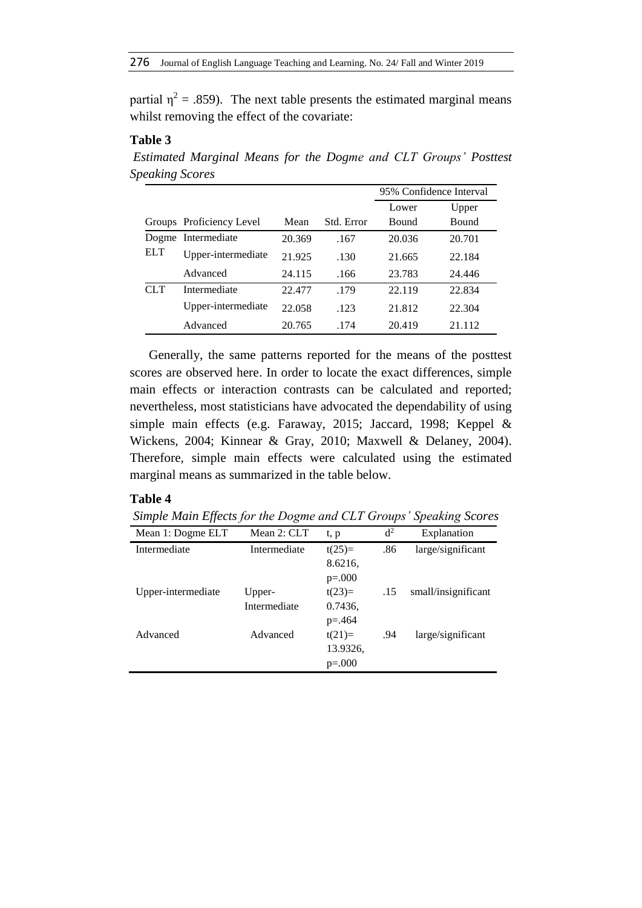partial $\eta^2$ = .859). The next table presents the estimated marginal means whilst removing the effect of the covariate:

**Table 3**

*Estimated Marginal Means for the Dogme and CLT Groups' Posttest Speaking Scores*

| Groups | Proficiency Level | Mean | Std. Error | 95% Confidence Interval Lower Bound | 95% Confidence Interval Upper Bound |
|---|---|---|---|---|---|
| Dogme ELT | Intermediate | 20.369 | .167 | 20.036 | 20.701 |
| | Upper-intermediate | 21.925 | .130 | 21.665 | 22.184 |
| | Advanced | 24.115 | .166 | 23.783 | 24.446 |
| CLT | Intermediate | 22.477 | .179 | 22.119 | 22.834 |
| | Upper-intermediate | 22.058 | .123 | 21.812 | 22.304 |
| | Advanced | 20.765 | .174 | 20.419 | 21.112 |

Generally, the same patterns reported for the means of the posttest scores are observed here. In order to locate the exact differences, simple main effects or interaction contrasts can be calculated and reported; nevertheless, most statisticians have advocated the dependability of using simple main effects (e.g. Faraway, 2015; Jaccard, 1998; Keppel & Wickens, 2004; Kinnear & Gray, 2010; Maxwell & Delaney, 2004). Therefore, simple main effects were calculated using the estimated marginal means as summarized in the table below.

**Table 4**

*Simple Main Effects for the Dogme and CLT Groups' Speaking Scores*

| Mean 1: Dogme ELT | Mean 2: CLT | t, p | $d^2$ | Explanation |
|---|---|---|---|---|
| Intermediate | Intermediate | $t(25)$= 8.6216, p=.000 | .86 | large/significant |
| Upper-intermediate | Upper-Intermediate | $t(23)$= 0.7436, p=.464 | .15 | small/insignificant |
| Advanced | Advanced | $t(21)$= 13.9326, p=.000 | .94 | large/significant |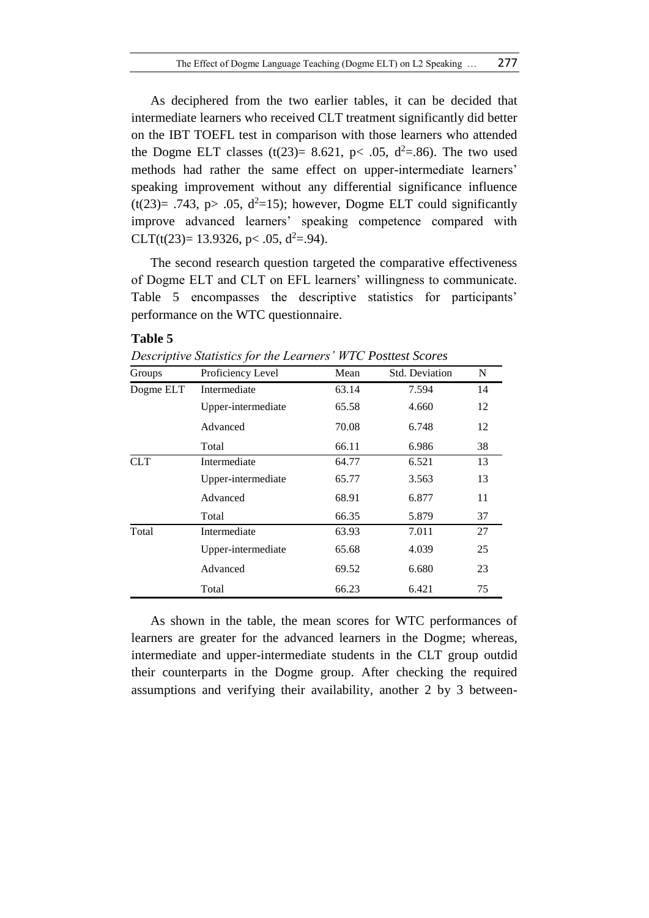As deciphered from the two earlier tables, it can be decided that intermediate learners who received CLT treatment significantly did better on the IBT TOEFL test in comparison with those learners who attended the Dogme ELT classes ($t(23)= 8.621$, $p< .05$, $d^2=.86$). The two used methods had rather the same effect on upper-intermediate learners' speaking improvement without any differential significance influence ($t(23)= .743$, $p> .05$, $d^2=15$); however, Dogme ELT could significantly improve advanced learners' speaking competence compared with CLT($t(23)= 13.9326$, $p< .05$, $d^2=.94$).

The second research question targeted the comparative effectiveness of Dogme ELT and CLT on EFL learners' willingness to communicate. Table 5 encompasses the descriptive statistics for participants' performance on the WTC questionnaire.

**Table 5**

*Descriptive Statistics for the Learners' WTC Posttest Scores*

| Groups | Proficiency Level | Mean | Std. Deviation | N |
|---|---|---|---|---|
| Dogme ELT | Intermediate | 63.14 | 7.594 | 14 |
| | Upper-intermediate | 65.58 | 4.660 | 12 |
| | Advanced | 70.08 | 6.748 | 12 |
| | Total | 66.11 | 6.986 | 38 |
| CLT | Intermediate | 64.77 | 6.521 | 13 |
| | Upper-intermediate | 65.77 | 3.563 | 13 |
| | Advanced | 68.91 | 6.877 | 11 |
| | Total | 66.35 | 5.879 | 37 |
| Total | Intermediate | 63.93 | 7.011 | 27 |
| | Upper-intermediate | 65.68 | 4.039 | 25 |
| | Advanced | 69.52 | 6.680 | 23 |
| | Total | 66.23 | 6.421 | 75 |

As shown in the table, the mean scores for WTC performances of learners are greater for the advanced learners in the Dogme; whereas, intermediate and upper-intermediate students in the CLT group outdid their counterparts in the Dogme group. After checking the required assumptions and verifying their availability, another 2 by 3 between-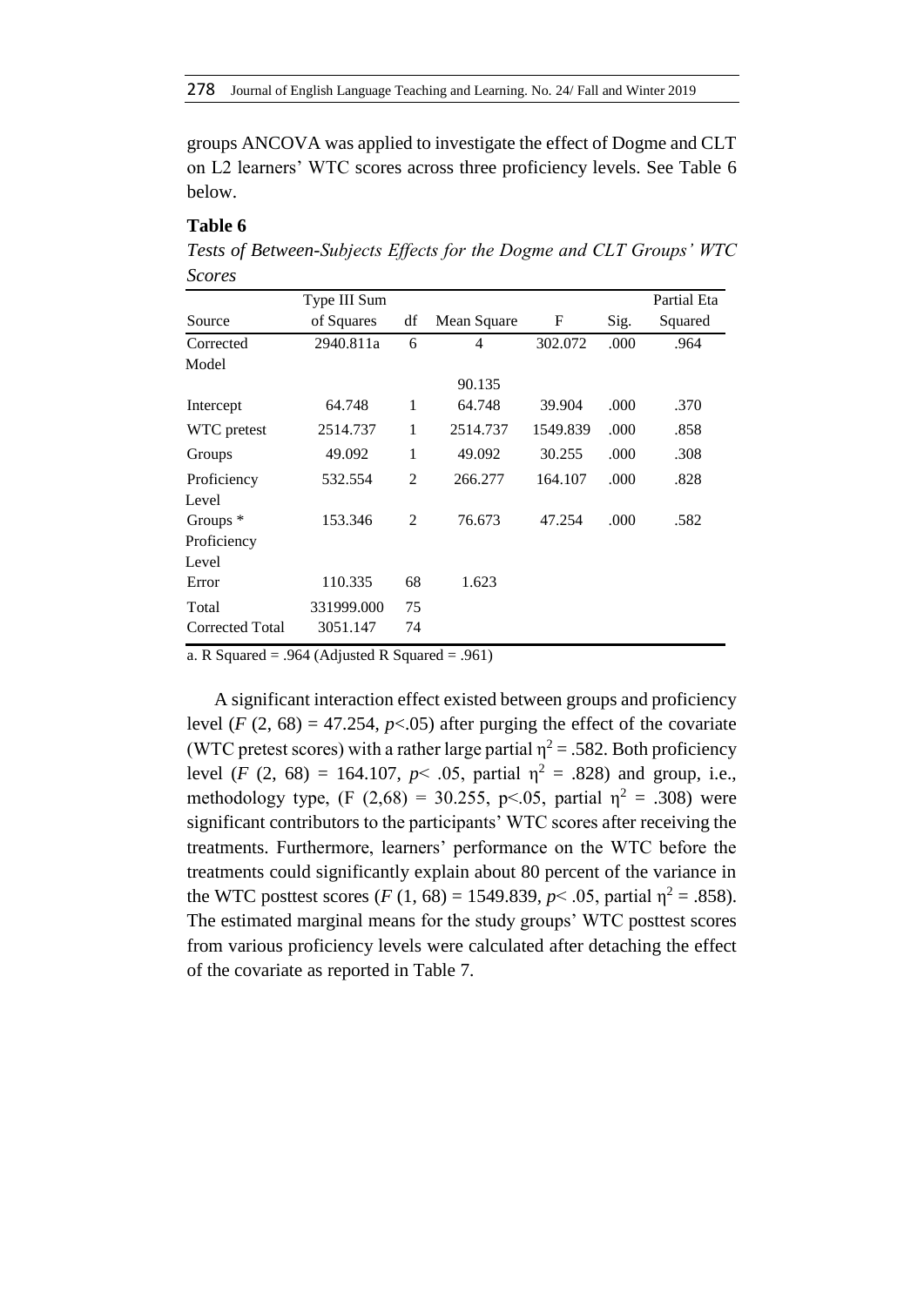groups ANCOVA was applied to investigate the effect of Dogme and CLT on L2 learners' WTC scores across three proficiency levels. See Table 6 below.

**Table 6**

*Tests of Between-Subjects Effects for the Dogme and CLT Groups' WTC Scores*

| Source | Type III Sum of Squares | df | Mean Square | F | Sig. | Partial Eta Squared |
|---|---|---|---|---|---|---|
| Corrected Model | 2940.811a | 6 | 4<br>90.135 | 302.072 | .000 | .964 |
| Intercept | 64.748 | 1 | 64.748 | 39.904 | .000 | .370 |
| WTC pretest | 2514.737 | 1 | 2514.737 | 1549.839 | .000 | .858 |
| Groups | 49.092 | 1 | 49.092 | 30.255 | .000 | .308 |
| Proficiency Level | 532.554 | 2 | 266.277 | 164.107 | .000 | .828 |
| Groups * Proficiency Level | 153.346 | 2 | 76.673 | 47.254 | .000 | .582 |
| Error | 110.335 | 68 | 1.623 | | | |
| Total | 331999.000 | 75 | | | | |
| Corrected Total | 3051.147 | 74 | | | | |

a. R Squared = .964 (Adjusted R Squared = .961)

A significant interaction effect existed between groups and proficiency level ($F$ (2, 68) = 47.254, $p$<.05) after purging the effect of the covariate (WTC pretest scores) with a rather large partial $\eta^2$ = .582. Both proficiency level ($F$ (2, 68) = 164.107, $p$< .05, partial $\eta^2$ = .828) and group, i.e., methodology type, (F (2,68) = 30.255, p<.05, partial $\eta^2$ = .308) were significant contributors to the participants' WTC scores after receiving the treatments. Furthermore, learners' performance on the WTC before the treatments could significantly explain about 80 percent of the variance in the WTC posttest scores ($F$ (1, 68) = 1549.839, $p$< .05, partial $\eta^2$ = .858). The estimated marginal means for the study groups' WTC posttest scores from various proficiency levels were calculated after detaching the effect of the covariate as reported in Table 7.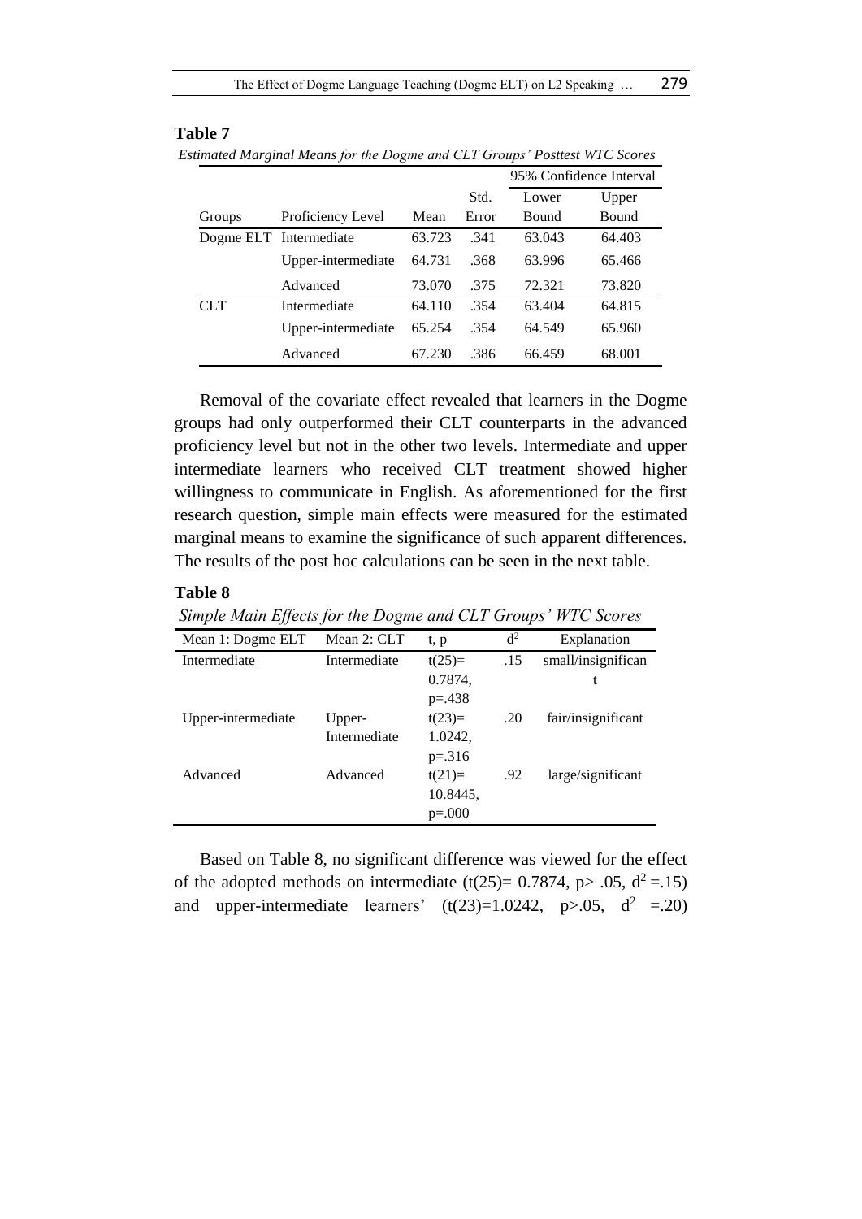**Table 7**

*Estimated Marginal Means for the Dogme and CLT Groups' Posttest WTC Scores*

| Groups | Proficiency Level | Mean | Std. Error | 95% Confidence Interval Lower Bound | Upper Bound |
|---|---|---|---|---|---|
| Dogme ELT | Intermediate | 63.723 | .341 | 63.043 | 64.403 |
| | Upper-intermediate | 64.731 | .368 | 63.996 | 65.466 |
| | Advanced | 73.070 | .375 | 72.321 | 73.820 |
| CLT | Intermediate | 64.110 | .354 | 63.404 | 64.815 |
| | Upper-intermediate | 65.254 | .354 | 64.549 | 65.960 |
| | Advanced | 67.230 | .386 | 66.459 | 68.001 |

Removal of the covariate effect revealed that learners in the Dogme groups had only outperformed their CLT counterparts in the advanced proficiency level but not in the other two levels. Intermediate and upper intermediate learners who received CLT treatment showed higher willingness to communicate in English. As aforementioned for the first research question, simple main effects were measured for the estimated marginal means to examine the significance of such apparent differences. The results of the post hoc calculations can be seen in the next table.

**Table 8**

*Simple Main Effects for the Dogme and CLT Groups' WTC Scores*

| Mean 1: Dogme ELT | Mean 2: CLT | t, p | $d^2$ | Explanation |
|---|---|---|---|---|
| Intermediate | Intermediate | $t(25)=$ 0.7874, $p=.438$ | .15 | small/insignificant |
| Upper-intermediate | Upper-Intermediate | $t(23)=$ 1.0242, $p=.316$ | .20 | fair/insignificant |
| Advanced | Advanced | $t(21)=$ 10.8445, $p=.000$ | .92 | large/significant |

Based on Table 8, no significant difference was viewed for the effect of the adopted methods on intermediate ($t(25)= 0.7874$, $p> .05$, $d^2 =.15$) and upper-intermediate learners' ($t(23)=1.0242$, $p>.05$, $d^2 =.20$)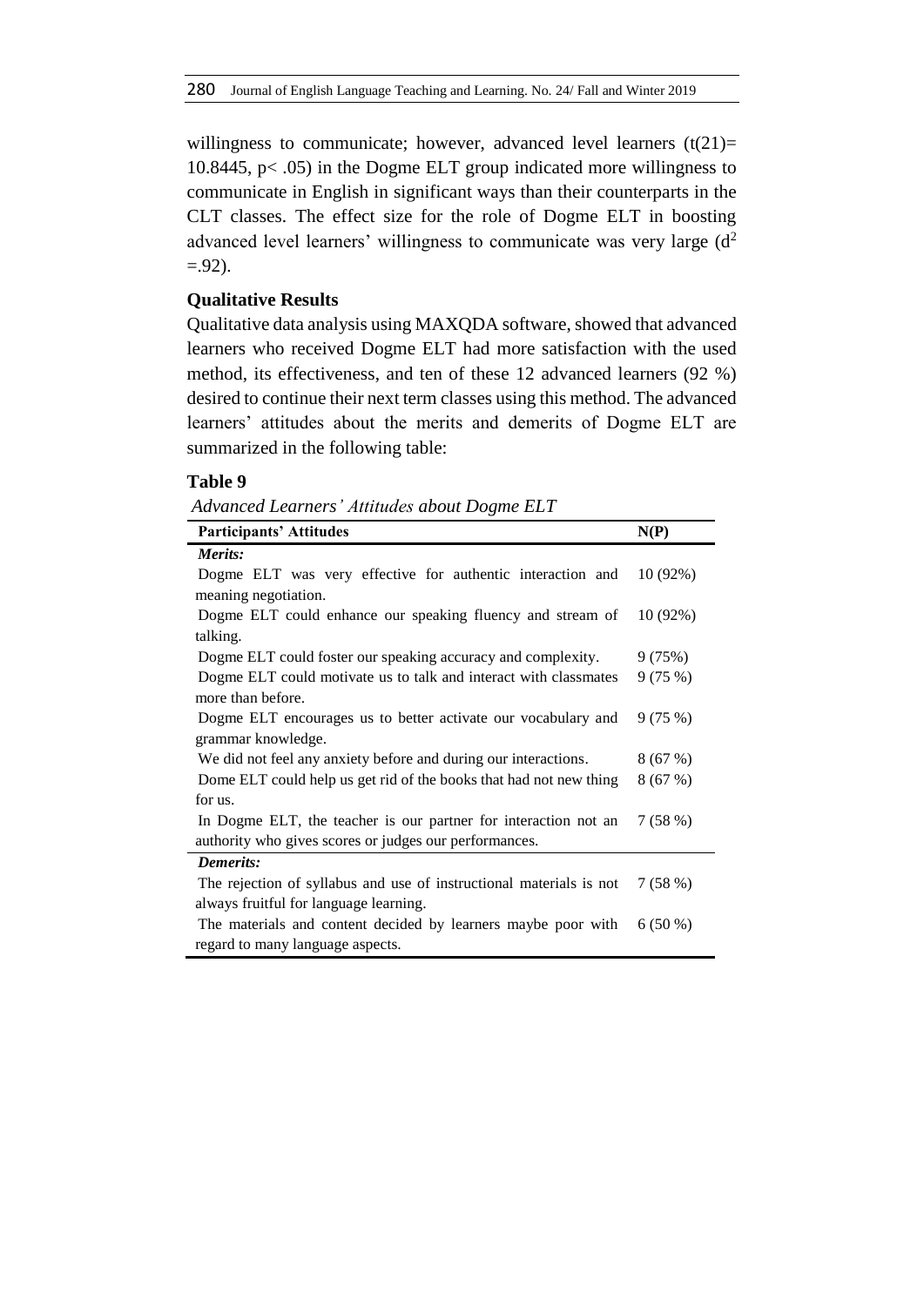willingness to communicate; however, advanced level learners ($t(21)= 10.8445$, $p< .05$) in the Dogme ELT group indicated more willingness to communicate in English in significant ways than their counterparts in the CLT classes. The effect size for the role of Dogme ELT in boosting advanced level learners' willingness to communicate was very large ($d^2 =.92$).

## Qualitative Results

Qualitative data analysis using MAXQDA software, showed that advanced learners who received Dogme ELT had more satisfaction with the used method, its effectiveness, and ten of these 12 advanced learners (92 %) desired to continue their next term classes using this method. The advanced learners' attitudes about the merits and demerits of Dogme ELT are summarized in the following table:

**Table 9**

*Advanced Learners' Attitudes about Dogme ELT*

| Participants' Attitudes | N(P) |
|---|---|
| ***Merits:*** | |
| Dogme ELT was very effective for authentic interaction and meaning negotiation. | 10 (92%) |
| Dogme ELT could enhance our speaking fluency and stream of talking. | 10 (92%) |
| Dogme ELT could foster our speaking accuracy and complexity. | 9 (75%) |
| Dogme ELT could motivate us to talk and interact with classmates more than before. | 9 (75 %) |
| Dogme ELT encourages us to better activate our vocabulary and grammar knowledge. | 9 (75 %) |
| We did not feel any anxiety before and during our interactions. | 8 (67 %) |
| Dome ELT could help us get rid of the books that had not new thing for us. | 8 (67 %) |
| In Dogme ELT, the teacher is our partner for interaction not an authority who gives scores or judges our performances. | 7 (58 %) |
| ***Demerits:*** | |
| The rejection of syllabus and use of instructional materials is not always fruitful for language learning. | 7 (58 %) |
| The materials and content decided by learners maybe poor with regard to many language aspects. | 6 (50 %) |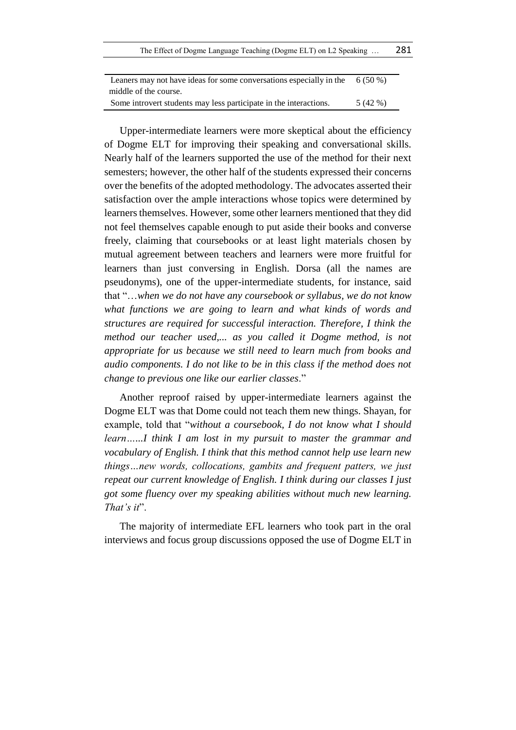| | |
|---|---|
| Leaners may not have ideas for some conversations especially in the middle of the course. | 6 (50 %) |
| Some introvert students may less participate in the interactions. | 5 (42 %) |

Upper-intermediate learners were more skeptical about the efficiency of Dogme ELT for improving their speaking and conversational skills. Nearly half of the learners supported the use of the method for their next semesters; however, the other half of the students expressed their concerns over the benefits of the adopted methodology. The advocates asserted their satisfaction over the ample interactions whose topics were determined by learners themselves. However, some other learners mentioned that they did not feel themselves capable enough to put aside their books and converse freely, claiming that coursebooks or at least light materials chosen by mutual agreement between teachers and learners were more fruitful for learners than just conversing in English. Dorsa (all the names are pseudonyms), one of the upper-intermediate students, for instance, said that "…*when we do not have any coursebook or syllabus, we do not know what functions we are going to learn and what kinds of words and structures are required for successful interaction. Therefore, I think the method our teacher used,... as you called it Dogme method, is not appropriate for us because we still need to learn much from books and audio components. I do not like to be in this class if the method does not change to previous one like our earlier classes*."

Another reproof raised by upper-intermediate learners against the Dogme ELT was that Dome could not teach them new things. Shayan, for example, told that "*without a coursebook, I do not know what I should learn…...I think I am lost in my pursuit to master the grammar and vocabulary of English. I think that this method cannot help use learn new things…new words, collocations, gambits and frequent patters, we just repeat our current knowledge of English. I think during our classes I just got some fluency over my speaking abilities without much new learning. That's it*".

The majority of intermediate EFL learners who took part in the oral interviews and focus group discussions opposed the use of Dogme ELT in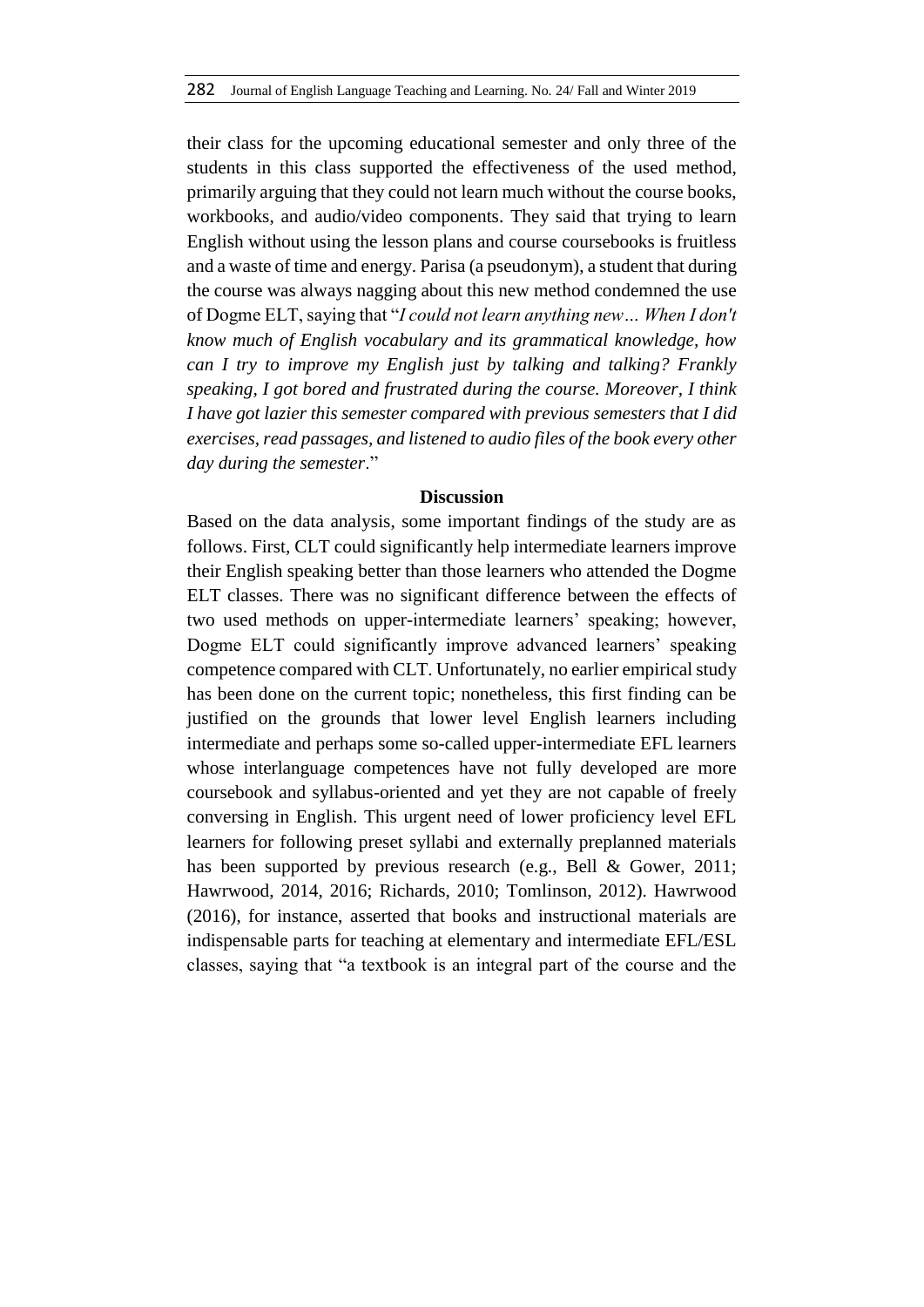their class for the upcoming educational semester and only three of the students in this class supported the effectiveness of the used method, primarily arguing that they could not learn much without the course books, workbooks, and audio/video components. They said that trying to learn English without using the lesson plans and course coursebooks is fruitless and a waste of time and energy. Parisa (a pseudonym), a student that during the course was always nagging about this new method condemned the use of Dogme ELT, saying that "*I could not learn anything new… When I don't know much of English vocabulary and its grammatical knowledge, how can I try to improve my English just by talking and talking? Frankly speaking, I got bored and frustrated during the course. Moreover, I think I have got lazier this semester compared with previous semesters that I did exercises, read passages, and listened to audio files of the book every other day during the semester*."

## Discussion

Based on the data analysis, some important findings of the study are as follows. First, CLT could significantly help intermediate learners improve their English speaking better than those learners who attended the Dogme ELT classes. There was no significant difference between the effects of two used methods on upper-intermediate learners' speaking; however, Dogme ELT could significantly improve advanced learners' speaking competence compared with CLT. Unfortunately, no earlier empirical study has been done on the current topic; nonetheless, this first finding can be justified on the grounds that lower level English learners including intermediate and perhaps some so-called upper-intermediate EFL learners whose interlanguage competences have not fully developed are more coursebook and syllabus-oriented and yet they are not capable of freely conversing in English. This urgent need of lower proficiency level EFL learners for following preset syllabi and externally preplanned materials has been supported by previous research (e.g., Bell & Gower, 2011; Hawrwood, 2014, 2016; Richards, 2010; Tomlinson, 2012). Hawrwood (2016), for instance, asserted that books and instructional materials are indispensable parts for teaching at elementary and intermediate EFL/ESL classes, saying that "a textbook is an integral part of the course and the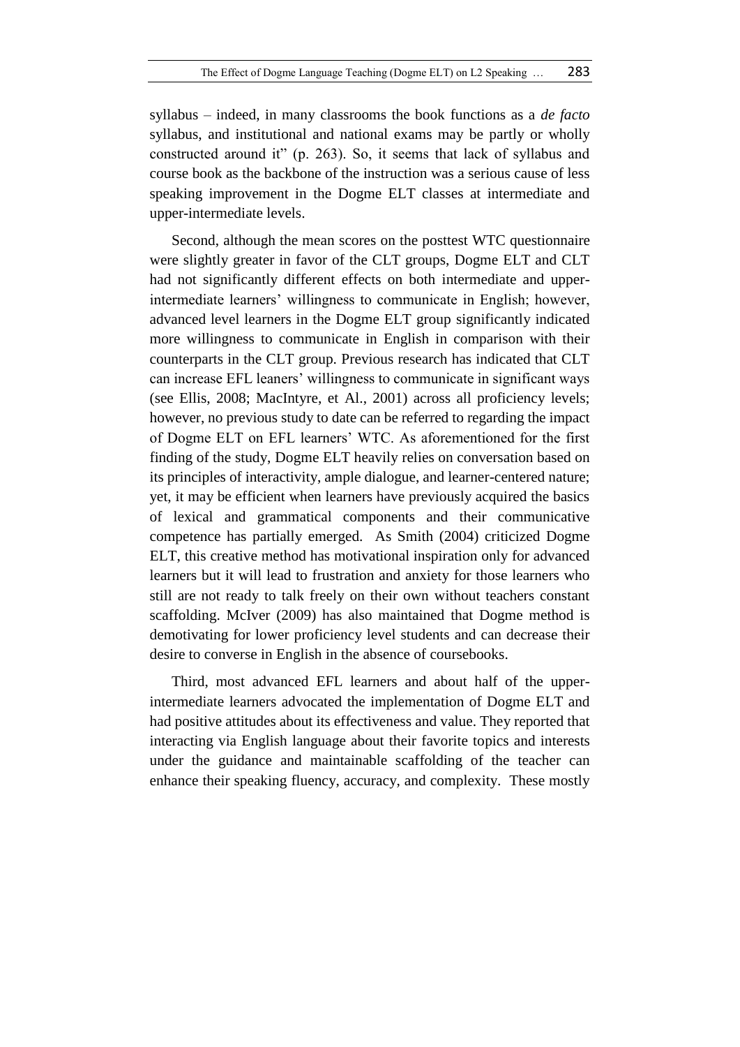syllabus – indeed, in many classrooms the book functions as a *de facto* syllabus, and institutional and national exams may be partly or wholly constructed around it" (p. 263). So, it seems that lack of syllabus and course book as the backbone of the instruction was a serious cause of less speaking improvement in the Dogme ELT classes at intermediate and upper-intermediate levels.

Second, although the mean scores on the posttest WTC questionnaire were slightly greater in favor of the CLT groups, Dogme ELT and CLT had not significantly different effects on both intermediate and upper-intermediate learners' willingness to communicate in English; however, advanced level learners in the Dogme ELT group significantly indicated more willingness to communicate in English in comparison with their counterparts in the CLT group. Previous research has indicated that CLT can increase EFL leaners' willingness to communicate in significant ways (see Ellis, 2008; MacIntyre, et Al., 2001) across all proficiency levels; however, no previous study to date can be referred to regarding the impact of Dogme ELT on EFL learners' WTC. As aforementioned for the first finding of the study, Dogme ELT heavily relies on conversation based on its principles of interactivity, ample dialogue, and learner-centered nature; yet, it may be efficient when learners have previously acquired the basics of lexical and grammatical components and their communicative competence has partially emerged. As Smith (2004) criticized Dogme ELT, this creative method has motivational inspiration only for advanced learners but it will lead to frustration and anxiety for those learners who still are not ready to talk freely on their own without teachers constant scaffolding. McIver (2009) has also maintained that Dogme method is demotivating for lower proficiency level students and can decrease their desire to converse in English in the absence of coursebooks.

Third, most advanced EFL learners and about half of the upper-intermediate learners advocated the implementation of Dogme ELT and had positive attitudes about its effectiveness and value. They reported that interacting via English language about their favorite topics and interests under the guidance and maintainable scaffolding of the teacher can enhance their speaking fluency, accuracy, and complexity. These mostly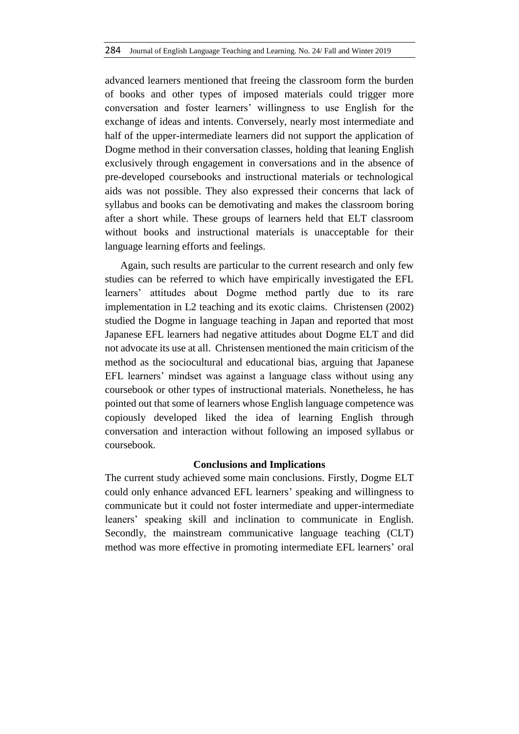advanced learners mentioned that freeing the classroom form the burden of books and other types of imposed materials could trigger more conversation and foster learners' willingness to use English for the exchange of ideas and intents. Conversely, nearly most intermediate and half of the upper-intermediate learners did not support the application of Dogme method in their conversation classes, holding that leaning English exclusively through engagement in conversations and in the absence of pre-developed coursebooks and instructional materials or technological aids was not possible. They also expressed their concerns that lack of syllabus and books can be demotivating and makes the classroom boring after a short while. These groups of learners held that ELT classroom without books and instructional materials is unacceptable for their language learning efforts and feelings.

Again, such results are particular to the current research and only few studies can be referred to which have empirically investigated the EFL learners' attitudes about Dogme method partly due to its rare implementation in L2 teaching and its exotic claims. Christensen (2002) studied the Dogme in language teaching in Japan and reported that most Japanese EFL learners had negative attitudes about Dogme ELT and did not advocate its use at all. Christensen mentioned the main criticism of the method as the sociocultural and educational bias, arguing that Japanese EFL learners' mindset was against a language class without using any coursebook or other types of instructional materials. Nonetheless, he has pointed out that some of learners whose English language competence was copiously developed liked the idea of learning English through conversation and interaction without following an imposed syllabus or coursebook.

## Conclusions and Implications

The current study achieved some main conclusions. Firstly, Dogme ELT could only enhance advanced EFL learners' speaking and willingness to communicate but it could not foster intermediate and upper-intermediate leaners' speaking skill and inclination to communicate in English. Secondly, the mainstream communicative language teaching (CLT) method was more effective in promoting intermediate EFL learners' oral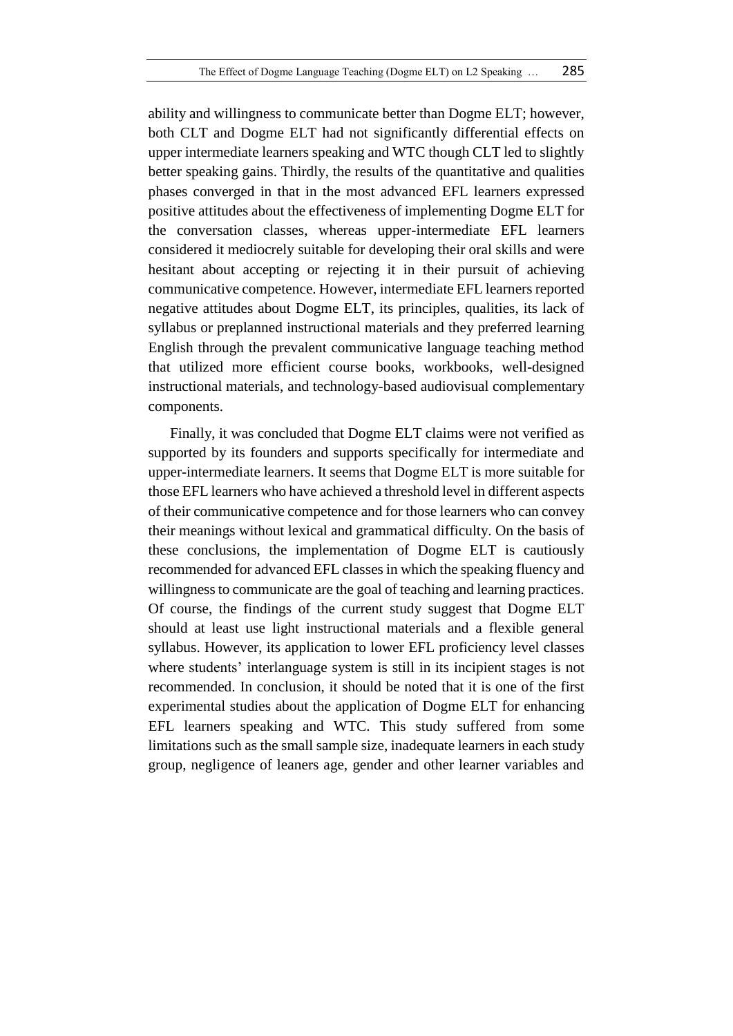ability and willingness to communicate better than Dogme ELT; however, both CLT and Dogme ELT had not significantly differential effects on upper intermediate learners speaking and WTC though CLT led to slightly better speaking gains. Thirdly, the results of the quantitative and qualities phases converged in that in the most advanced EFL learners expressed positive attitudes about the effectiveness of implementing Dogme ELT for the conversation classes, whereas upper-intermediate EFL learners considered it mediocrely suitable for developing their oral skills and were hesitant about accepting or rejecting it in their pursuit of achieving communicative competence. However, intermediate EFL learners reported negative attitudes about Dogme ELT, its principles, qualities, its lack of syllabus or preplanned instructional materials and they preferred learning English through the prevalent communicative language teaching method that utilized more efficient course books, workbooks, well-designed instructional materials, and technology-based audiovisual complementary components.

Finally, it was concluded that Dogme ELT claims were not verified as supported by its founders and supports specifically for intermediate and upper-intermediate learners. It seems that Dogme ELT is more suitable for those EFL learners who have achieved a threshold level in different aspects of their communicative competence and for those learners who can convey their meanings without lexical and grammatical difficulty. On the basis of these conclusions, the implementation of Dogme ELT is cautiously recommended for advanced EFL classes in which the speaking fluency and willingness to communicate are the goal of teaching and learning practices. Of course, the findings of the current study suggest that Dogme ELT should at least use light instructional materials and a flexible general syllabus. However, its application to lower EFL proficiency level classes where students' interlanguage system is still in its incipient stages is not recommended. In conclusion, it should be noted that it is one of the first experimental studies about the application of Dogme ELT for enhancing EFL learners speaking and WTC. This study suffered from some limitations such as the small sample size, inadequate learners in each study group, negligence of leaners age, gender and other learner variables and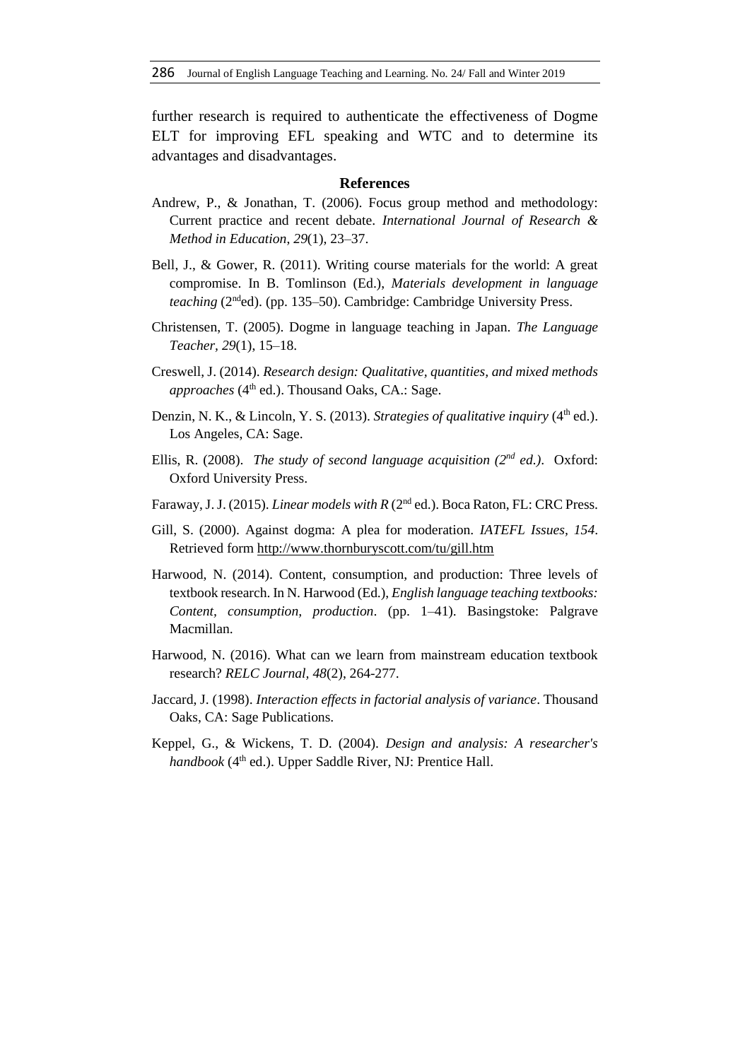further research is required to authenticate the effectiveness of Dogme ELT for improving EFL speaking and WTC and to determine its advantages and disadvantages.

## References

Andrew, P., & Jonathan, T. (2006). Focus group method and methodology: Current practice and recent debate. *International Journal of Research & Method in Education, 29*(1), 23–37.

Bell, J., & Gower, R. (2011). Writing course materials for the world: A great compromise. In B. Tomlinson (Ed.), *Materials development in language teaching* (2nded). (pp. 135–50). Cambridge: Cambridge University Press.

Christensen, T. (2005). Dogme in language teaching in Japan. *The Language Teacher, 29*(1), 15–18.

Creswell, J. (2014). *Research design: Qualitative, quantities, and mixed methods approaches* (4th ed.). Thousand Oaks, CA.: Sage.

Denzin, N. K., & Lincoln, Y. S. (2013). *Strategies of qualitative inquiry* (4th ed.). Los Angeles, CA: Sage.

Ellis, R. (2008). *The study of second language acquisition (2nd ed.)*. Oxford: Oxford University Press.

Faraway, J. J. (2015). *Linear models with R* (2nd ed.). Boca Raton, FL: CRC Press.

Gill, S. (2000). Against dogma: A plea for moderation. *IATEFL Issues, 154*. Retrieved form http://www.thornburyscott.com/tu/gill.htm

Harwood, N. (2014). Content, consumption, and production: Three levels of textbook research. In N. Harwood (Ed.), *English language teaching textbooks: Content, consumption, production*. (pp. 1–41). Basingstoke: Palgrave Macmillan.

Harwood, N. (2016). What can we learn from mainstream education textbook research? *RELC Journal, 48*(2), 264-277.

Jaccard, J. (1998). *Interaction effects in factorial analysis of variance*. Thousand Oaks, CA: Sage Publications.

Keppel, G., & Wickens, T. D. (2004). *Design and analysis: A researcher's handbook* (4th ed.). Upper Saddle River, NJ: Prentice Hall.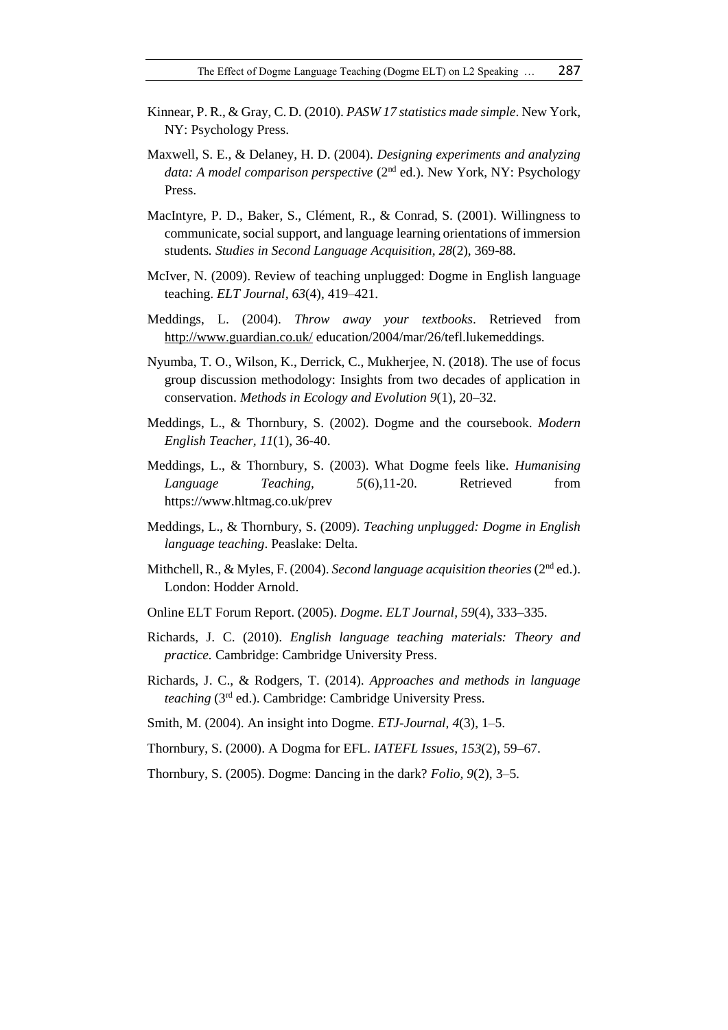Kinnear, P. R., & Gray, C. D. (2010). *PASW 17 statistics made simple*. New York, NY: Psychology Press.

Maxwell, S. E., & Delaney, H. D. (2004). *Designing experiments and analyzing data: A model comparison perspective* (2nd ed.). New York, NY: Psychology Press.

MacIntyre, P. D., Baker, S., Clément, R., & Conrad, S. (2001). Willingness to communicate, social support, and language learning orientations of immersion students. *Studies in Second Language Acquisition, 28*(2), 369-88.

McIver, N. (2009). Review of teaching unplugged: Dogme in English language teaching. *ELT Journal*, *63*(4), 419–421.

Meddings, L. (2004). *Throw away your textbooks*. Retrieved from http://www.guardian.co.uk/ education/2004/mar/26/tefl.lukemeddings.

Nyumba, T. O., Wilson, K., Derrick, C., Mukherjee, N. (2018). The use of focus group discussion methodology: Insights from two decades of application in conservation. *Methods in Ecology and Evolution 9*(1), 20–32.

Meddings, L., & Thornbury, S. (2002). Dogme and the coursebook. *Modern English Teacher, 11*(1), 36-40.

Meddings, L., & Thornbury, S. (2003). What Dogme feels like. *Humanising Language Teaching, 5*(6),11-20. Retrieved from https://www.hltmag.co.uk/prev

Meddings, L., & Thornbury, S. (2009). *Teaching unplugged: Dogme in English language teaching*. Peaslake: Delta.

Mithchell, R., & Myles, F. (2004). *Second language acquisition theories* (2nd ed.). London: Hodder Arnold.

Online ELT Forum Report. (2005). *Dogme*. *ELT Journal*, *59*(4), 333–335.

Richards, J. C. (2010). *English language teaching materials: Theory and practice.* Cambridge: Cambridge University Press.

Richards, J. C., & Rodgers, T. (2014). *Approaches and methods in language teaching* (3rd ed.). Cambridge: Cambridge University Press.

Smith, M. (2004). An insight into Dogme. *ETJ-Journal, 4*(3), 1–5.

Thornbury, S. (2000). A Dogma for EFL. *IATEFL Issues, 153*(2), 59–67.

Thornbury, S. (2005). Dogme: Dancing in the dark? *Folio, 9*(2), 3–5.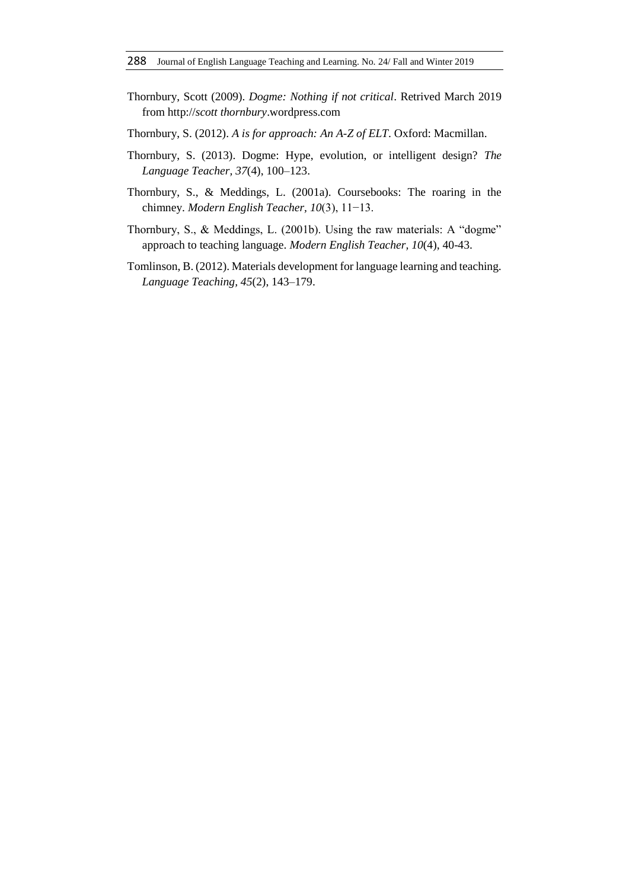Thornbury, Scott (2009). *Dogme: Nothing if not critical*. Retrived March 2019 from http://*scott thornbury*.wordpress.com

Thornbury, S. (2012). *A is for approach: An A-Z of ELT*. Oxford: Macmillan.

Thornbury, S. (2013). Dogme: Hype, evolution, or intelligent design? *The Language Teacher, 37*(4), 100–123.

Thornbury, S., & Meddings, L. (2001a). Coursebooks: The roaring in the chimney. *Modern English Teacher, 10*(3), 11−13.

Thornbury, S., & Meddings, L. (2001b). Using the raw materials: A "dogme" approach to teaching language. *Modern English Teacher, 10*(4), 40-43.

Tomlinson, B. (2012). Materials development for language learning and teaching. *Language Teaching, 45*(2), 143–179.